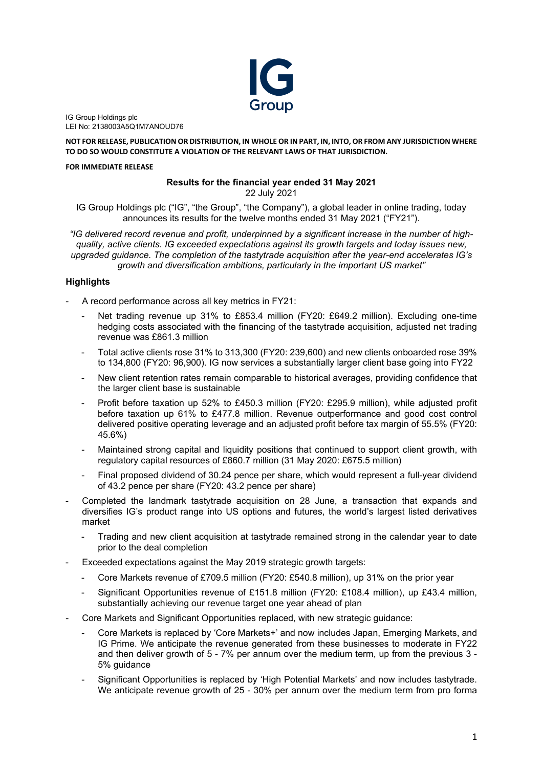IG Group Holdings plc
LEI No: 2138003A5Q1M7ANOUD76

**NOT FOR RELEASE, PUBLICATION OR DISTRIBUTION, IN WHOLE OR IN PART, IN, INTO, OR FROM ANY JURISDICTION WHERE TO DO SO WOULD CONSTITUTE A VIOLATION OF THE RELEVANT LAWS OF THAT JURISDICTION.**

**FOR IMMEDIATE RELEASE**

# Results for the financial year ended 31 May 2021

22 July 2021

IG Group Holdings plc ("IG", "the Group", "the Company"), a global leader in online trading, today announces its results for the twelve months ended 31 May 2021 ("FY21").

*"IG delivered record revenue and profit, underpinned by a significant increase in the number of high-quality, active clients. IG exceeded expectations against its growth targets and today issues new, upgraded guidance. The completion of the tastytrade acquisition after the year-end accelerates IG's growth and diversification ambitions, particularly in the important US market"*

## Highlights

- A record performance across all key metrics in FY21:
  - Net trading revenue up 31% to £853.4 million (FY20: £649.2 million). Excluding one-time hedging costs associated with the financing of the tastytrade acquisition, adjusted net trading revenue was £861.3 million
  - Total active clients rose 31% to 313,300 (FY20: 239,600) and new clients onboarded rose 39% to 134,800 (FY20: 96,900). IG now services a substantially larger client base going into FY22
  - New client retention rates remain comparable to historical averages, providing confidence that the larger client base is sustainable
  - Profit before taxation up 52% to £450.3 million (FY20: £295.9 million), while adjusted profit before taxation up 61% to £477.8 million. Revenue outperformance and good cost control delivered positive operating leverage and an adjusted profit before tax margin of 55.5% (FY20: 45.6%)
  - Maintained strong capital and liquidity positions that continued to support client growth, with regulatory capital resources of £860.7 million (31 May 2020: £675.5 million)
  - Final proposed dividend of 30.24 pence per share, which would represent a full-year dividend of 43.2 pence per share (FY20: 43.2 pence per share)
- Completed the landmark tastytrade acquisition on 28 June, a transaction that expands and diversifies IG's product range into US options and futures, the world's largest listed derivatives market
  - Trading and new client acquisition at tastytrade remained strong in the calendar year to date prior to the deal completion
- Exceeded expectations against the May 2019 strategic growth targets:
  - Core Markets revenue of £709.5 million (FY20: £540.8 million), up 31% on the prior year
  - Significant Opportunities revenue of £151.8 million (FY20: £108.4 million), up £43.4 million, substantially achieving our revenue target one year ahead of plan
- Core Markets and Significant Opportunities replaced, with new strategic guidance:
  - Core Markets is replaced by 'Core Markets+' and now includes Japan, Emerging Markets, and IG Prime. We anticipate the revenue generated from these businesses to moderate in FY22 and then deliver growth of 5 - 7% per annum over the medium term, up from the previous 3 - 5% guidance
  - Significant Opportunities is replaced by 'High Potential Markets' and now includes tastytrade. We anticipate revenue growth of 25 - 30% per annum over the medium term from pro forma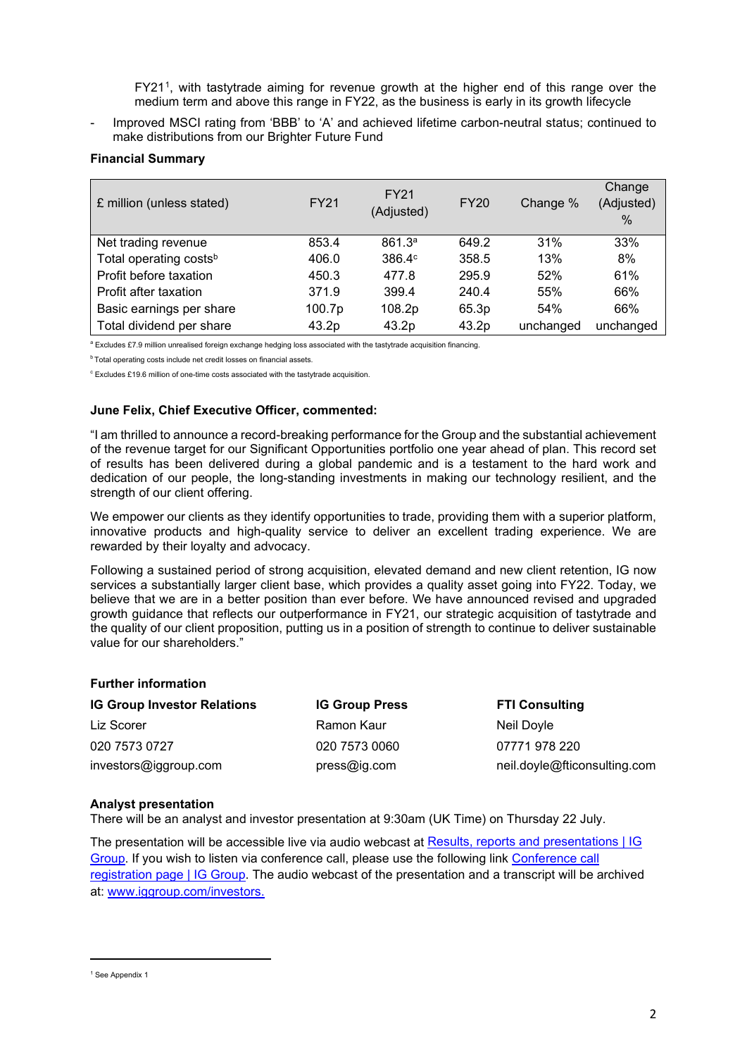FY21[1], with tastytrade aiming for revenue growth at the higher end of this range over the medium term and above this range in FY22, as the business is early in its growth lifecycle

- Improved MSCI rating from 'BBB' to 'A' and achieved lifetime carbon-neutral status; continued to make distributions from our Brighter Future Fund

**Financial Summary**

| £ million (unless stated) | FY21 | FY21 (Adjusted) | FY20 | Change % | Change (Adjusted) % |
|---|---|---|---|---|---|
| Net trading revenue | 853.4 | 861.3[a] | 649.2 | 31% | 33% |
| Total operating costs[b] | 406.0 | 386.4[c] | 358.5 | 13% | 8% |
| Profit before taxation | 450.3 | 477.8 | 295.9 | 52% | 61% |
| Profit after taxation | 371.9 | 399.4 | 240.4 | 55% | 66% |
| Basic earnings per share | 100.7p | 108.2p | 65.3p | 54% | 66% |
| Total dividend per share | 43.2p | 43.2p | 43.2p | unchanged | unchanged |

[a] Excludes £7.9 million unrealised foreign exchange hedging loss associated with the tastytrade acquisition financing.

[b] Total operating costs include net credit losses on financial assets.

[c] Excludes £19.6 million of one-time costs associated with the tastytrade acquisition.

**June Felix, Chief Executive Officer, commented:**

"I am thrilled to announce a record-breaking performance for the Group and the substantial achievement of the revenue target for our Significant Opportunities portfolio one year ahead of plan. This record set of results has been delivered during a global pandemic and is a testament to the hard work and dedication of our people, the long-standing investments in making our technology resilient, and the strength of our client offering.

We empower our clients as they identify opportunities to trade, providing them with a superior platform, innovative products and high-quality service to deliver an excellent trading experience. We are rewarded by their loyalty and advocacy.

Following a sustained period of strong acquisition, elevated demand and new client retention, IG now services a substantially larger client base, which provides a quality asset going into FY22. Today, we believe that we are in a better position than ever before. We have announced revised and upgraded growth guidance that reflects our outperformance in FY21, our strategic acquisition of tastytrade and the quality of our client proposition, putting us in a position of strength to continue to deliver sustainable value for our shareholders."

**Further information**

| **IG Group Investor Relations** | **IG Group Press** | **FTI Consulting** |
|---|---|---|
| Liz Scorer | Ramon Kaur | Neil Doyle |
| 020 7573 0727 | 020 7573 0060 | 07771 978 220 |
| investors@iggroup.com | press@ig.com | neil.doyle@fticonsulting.com |

**Analyst presentation**

There will be an analyst and investor presentation at 9:30am (UK Time) on Thursday 22 July.

The presentation will be accessible live via audio webcast at Results, reports and presentations | IG Group. If you wish to listen via conference call, please use the following link Conference call registration page | IG Group. The audio webcast of the presentation and a transcript will be archived at: www.iggroup.com/investors.

[1] See Appendix 1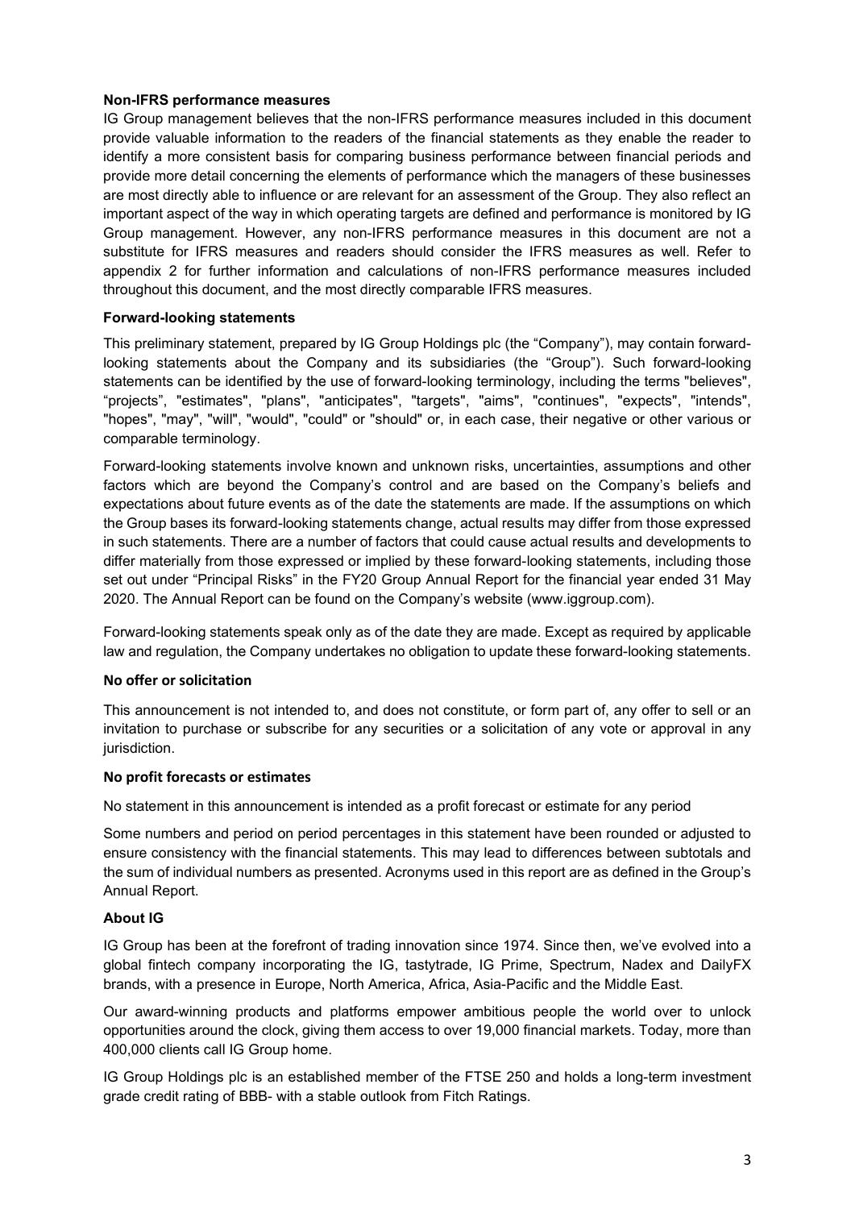### Non-IFRS performance measures

IG Group management believes that the non-IFRS performance measures included in this document provide valuable information to the readers of the financial statements as they enable the reader to identify a more consistent basis for comparing business performance between financial periods and provide more detail concerning the elements of performance which the managers of these businesses are most directly able to influence or are relevant for an assessment of the Group. They also reflect an important aspect of the way in which operating targets are defined and performance is monitored by IG Group management. However, any non-IFRS performance measures in this document are not a substitute for IFRS measures and readers should consider the IFRS measures as well. Refer to appendix 2 for further information and calculations of non-IFRS performance measures included throughout this document, and the most directly comparable IFRS measures.

### Forward-looking statements

This preliminary statement, prepared by IG Group Holdings plc (the "Company"), may contain forward-looking statements about the Company and its subsidiaries (the "Group"). Such forward-looking statements can be identified by the use of forward-looking terminology, including the terms "believes", "projects", "estimates", "plans", "anticipates", "targets", "aims", "continues", "expects", "intends", "hopes", "may", "will", "would", "could" or "should" or, in each case, their negative or other various or comparable terminology.

Forward-looking statements involve known and unknown risks, uncertainties, assumptions and other factors which are beyond the Company's control and are based on the Company's beliefs and expectations about future events as of the date the statements are made. If the assumptions on which the Group bases its forward-looking statements change, actual results may differ from those expressed in such statements. There are a number of factors that could cause actual results and developments to differ materially from those expressed or implied by these forward-looking statements, including those set out under "Principal Risks" in the FY20 Group Annual Report for the financial year ended 31 May 2020. The Annual Report can be found on the Company's website (www.iggroup.com).

Forward-looking statements speak only as of the date they are made. Except as required by applicable law and regulation, the Company undertakes no obligation to update these forward-looking statements.

### No offer or solicitation

This announcement is not intended to, and does not constitute, or form part of, any offer to sell or an invitation to purchase or subscribe for any securities or a solicitation of any vote or approval in any jurisdiction.

### No profit forecasts or estimates

No statement in this announcement is intended as a profit forecast or estimate for any period

Some numbers and period on period percentages in this statement have been rounded or adjusted to ensure consistency with the financial statements. This may lead to differences between subtotals and the sum of individual numbers as presented. Acronyms used in this report are as defined in the Group's Annual Report.

### About IG

IG Group has been at the forefront of trading innovation since 1974. Since then, we've evolved into a global fintech company incorporating the IG, tastytrade, IG Prime, Spectrum, Nadex and DailyFX brands, with a presence in Europe, North America, Africa, Asia-Pacific and the Middle East.

Our award-winning products and platforms empower ambitious people the world over to unlock opportunities around the clock, giving them access to over 19,000 financial markets. Today, more than 400,000 clients call IG Group home.

IG Group Holdings plc is an established member of the FTSE 250 and holds a long-term investment grade credit rating of BBB- with a stable outlook from Fitch Ratings.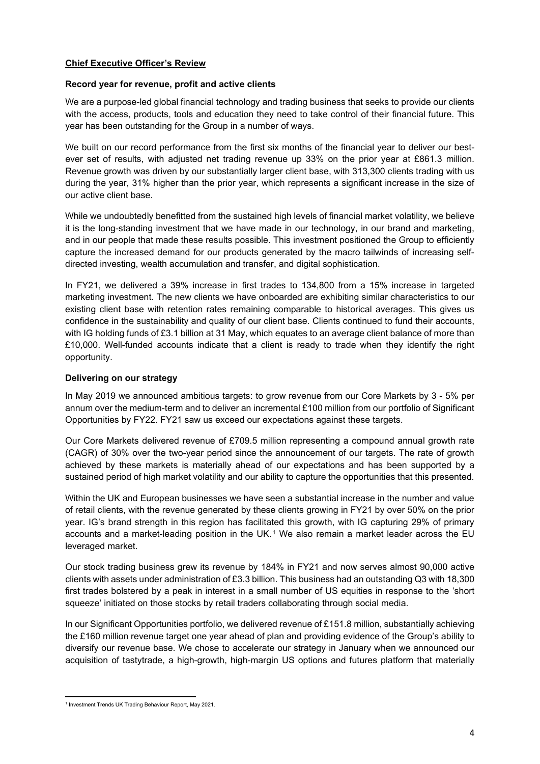## Chief Executive Officer's Review

### Record year for revenue, profit and active clients

We are a purpose-led global financial technology and trading business that seeks to provide our clients with the access, products, tools and education they need to take control of their financial future. This year has been outstanding for the Group in a number of ways.

We built on our record performance from the first six months of the financial year to deliver our best-ever set of results, with adjusted net trading revenue up 33% on the prior year at £861.3 million. Revenue growth was driven by our substantially larger client base, with 313,300 clients trading with us during the year, 31% higher than the prior year, which represents a significant increase in the size of our active client base.

While we undoubtedly benefitted from the sustained high levels of financial market volatility, we believe it is the long-standing investment that we have made in our technology, in our brand and marketing, and in our people that made these results possible. This investment positioned the Group to efficiently capture the increased demand for our products generated by the macro tailwinds of increasing self-directed investing, wealth accumulation and transfer, and digital sophistication.

In FY21, we delivered a 39% increase in first trades to 134,800 from a 15% increase in targeted marketing investment. The new clients we have onboarded are exhibiting similar characteristics to our existing client base with retention rates remaining comparable to historical averages. This gives us confidence in the sustainability and quality of our client base. Clients continued to fund their accounts, with IG holding funds of £3.1 billion at 31 May, which equates to an average client balance of more than £10,000. Well-funded accounts indicate that a client is ready to trade when they identify the right opportunity.

### Delivering on our strategy

In May 2019 we announced ambitious targets: to grow revenue from our Core Markets by 3 - 5% per annum over the medium-term and to deliver an incremental £100 million from our portfolio of Significant Opportunities by FY22. FY21 saw us exceed our expectations against these targets.

Our Core Markets delivered revenue of £709.5 million representing a compound annual growth rate (CAGR) of 30% over the two-year period since the announcement of our targets. The rate of growth achieved by these markets is materially ahead of our expectations and has been supported by a sustained period of high market volatility and our ability to capture the opportunities that this presented.

Within the UK and European businesses we have seen a substantial increase in the number and value of retail clients, with the revenue generated by these clients growing in FY21 by over 50% on the prior year. IG's brand strength in this region has facilitated this growth, with IG capturing 29% of primary accounts and a market-leading position in the UK.[1] We also remain a market leader across the EU leveraged market.

Our stock trading business grew its revenue by 184% in FY21 and now serves almost 90,000 active clients with assets under administration of £3.3 billion. This business had an outstanding Q3 with 18,300 first trades bolstered by a peak in interest in a small number of US equities in response to the 'short squeeze' initiated on those stocks by retail traders collaborating through social media.

In our Significant Opportunities portfolio, we delivered revenue of £151.8 million, substantially achieving the £160 million revenue target one year ahead of plan and providing evidence of the Group's ability to diversify our revenue base. We chose to accelerate our strategy in January when we announced our acquisition of tastytrade, a high-growth, high-margin US options and futures platform that materially

[1] Investment Trends UK Trading Behaviour Report, May 2021.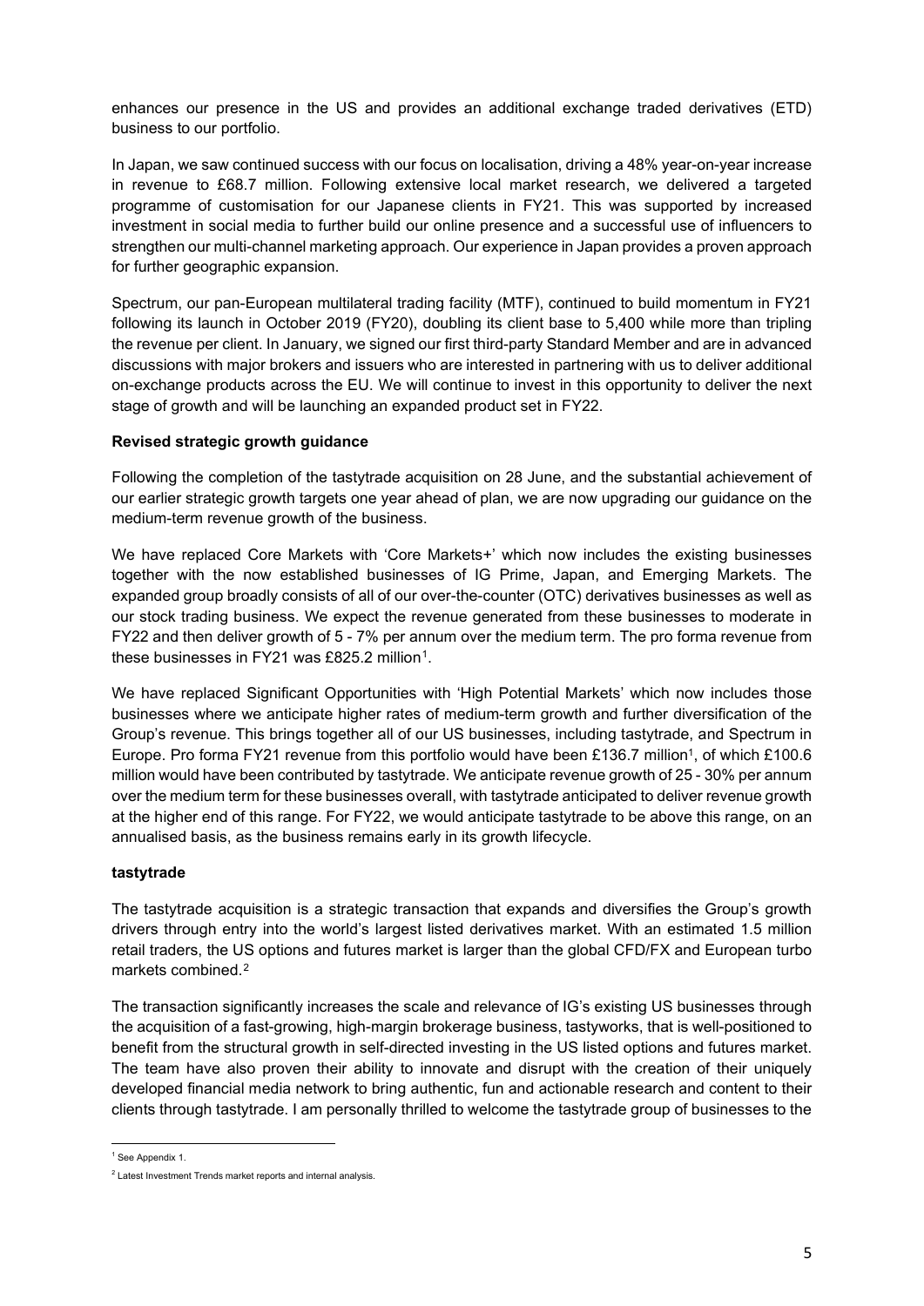enhances our presence in the US and provides an additional exchange traded derivatives (ETD) business to our portfolio.

In Japan, we saw continued success with our focus on localisation, driving a 48% year-on-year increase in revenue to £68.7 million. Following extensive local market research, we delivered a targeted programme of customisation for our Japanese clients in FY21. This was supported by increased investment in social media to further build our online presence and a successful use of influencers to strengthen our multi-channel marketing approach. Our experience in Japan provides a proven approach for further geographic expansion.

Spectrum, our pan-European multilateral trading facility (MTF), continued to build momentum in FY21 following its launch in October 2019 (FY20), doubling its client base to 5,400 while more than tripling the revenue per client. In January, we signed our first third-party Standard Member and are in advanced discussions with major brokers and issuers who are interested in partnering with us to deliver additional on-exchange products across the EU. We will continue to invest in this opportunity to deliver the next stage of growth and will be launching an expanded product set in FY22.

**Revised strategic growth guidance**

Following the completion of the tastytrade acquisition on 28 June, and the substantial achievement of our earlier strategic growth targets one year ahead of plan, we are now upgrading our guidance on the medium-term revenue growth of the business.

We have replaced Core Markets with 'Core Markets+' which now includes the existing businesses together with the now established businesses of IG Prime, Japan, and Emerging Markets. The expanded group broadly consists of all of our over-the-counter (OTC) derivatives businesses as well as our stock trading business. We expect the revenue generated from these businesses to moderate in FY22 and then deliver growth of 5 - 7% per annum over the medium term. The pro forma revenue from these businesses in FY21 was £825.2 million[1].

We have replaced Significant Opportunities with 'High Potential Markets' which now includes those businesses where we anticipate higher rates of medium-term growth and further diversification of the Group's revenue. This brings together all of our US businesses, including tastytrade, and Spectrum in Europe. Pro forma FY21 revenue from this portfolio would have been £136.7 million[1], of which £100.6 million would have been contributed by tastytrade. We anticipate revenue growth of 25 - 30% per annum over the medium term for these businesses overall, with tastytrade anticipated to deliver revenue growth at the higher end of this range. For FY22, we would anticipate tastytrade to be above this range, on an annualised basis, as the business remains early in its growth lifecycle.

**tastytrade**

The tastytrade acquisition is a strategic transaction that expands and diversifies the Group's growth drivers through entry into the world's largest listed derivatives market. With an estimated 1.5 million retail traders, the US options and futures market is larger than the global CFD/FX and European turbo markets combined.[2]

The transaction significantly increases the scale and relevance of IG's existing US businesses through the acquisition of a fast-growing, high-margin brokerage business, tastyworks, that is well-positioned to benefit from the structural growth in self-directed investing in the US listed options and futures market. The team have also proven their ability to innovate and disrupt with the creation of their uniquely developed financial media network to bring authentic, fun and actionable research and content to their clients through tastytrade. I am personally thrilled to welcome the tastytrade group of businesses to the

---

[1] See Appendix 1.

[2] Latest Investment Trends market reports and internal analysis.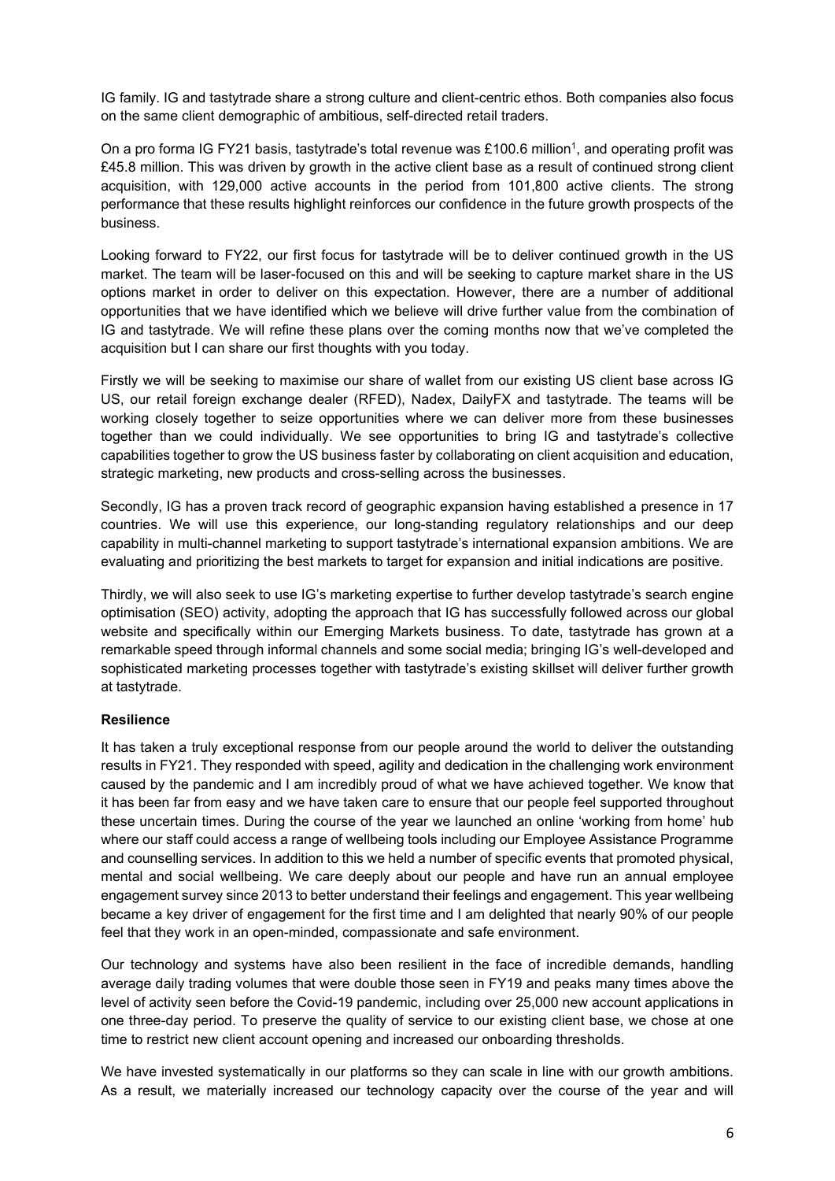IG family. IG and tastytrade share a strong culture and client-centric ethos. Both companies also focus on the same client demographic of ambitious, self-directed retail traders.

On a pro forma IG FY21 basis, tastytrade's total revenue was £100.6 million[1], and operating profit was £45.8 million. This was driven by growth in the active client base as a result of continued strong client acquisition, with 129,000 active accounts in the period from 101,800 active clients. The strong performance that these results highlight reinforces our confidence in the future growth prospects of the business.

Looking forward to FY22, our first focus for tastytrade will be to deliver continued growth in the US market. The team will be laser-focused on this and will be seeking to capture market share in the US options market in order to deliver on this expectation. However, there are a number of additional opportunities that we have identified which we believe will drive further value from the combination of IG and tastytrade. We will refine these plans over the coming months now that we've completed the acquisition but I can share our first thoughts with you today.

Firstly we will be seeking to maximise our share of wallet from our existing US client base across IG US, our retail foreign exchange dealer (RFED), Nadex, DailyFX and tastytrade. The teams will be working closely together to seize opportunities where we can deliver more from these businesses together than we could individually. We see opportunities to bring IG and tastytrade's collective capabilities together to grow the US business faster by collaborating on client acquisition and education, strategic marketing, new products and cross-selling across the businesses.

Secondly, IG has a proven track record of geographic expansion having established a presence in 17 countries. We will use this experience, our long-standing regulatory relationships and our deep capability in multi-channel marketing to support tastytrade's international expansion ambitions. We are evaluating and prioritizing the best markets to target for expansion and initial indications are positive.

Thirdly, we will also seek to use IG's marketing expertise to further develop tastytrade's search engine optimisation (SEO) activity, adopting the approach that IG has successfully followed across our global website and specifically within our Emerging Markets business. To date, tastytrade has grown at a remarkable speed through informal channels and some social media; bringing IG's well-developed and sophisticated marketing processes together with tastytrade's existing skillset will deliver further growth at tastytrade.

**Resilience**

It has taken a truly exceptional response from our people around the world to deliver the outstanding results in FY21. They responded with speed, agility and dedication in the challenging work environment caused by the pandemic and I am incredibly proud of what we have achieved together. We know that it has been far from easy and we have taken care to ensure that our people feel supported throughout these uncertain times. During the course of the year we launched an online 'working from home' hub where our staff could access a range of wellbeing tools including our Employee Assistance Programme and counselling services. In addition to this we held a number of specific events that promoted physical, mental and social wellbeing. We care deeply about our people and have run an annual employee engagement survey since 2013 to better understand their feelings and engagement. This year wellbeing became a key driver of engagement for the first time and I am delighted that nearly 90% of our people feel that they work in an open-minded, compassionate and safe environment.

Our technology and systems have also been resilient in the face of incredible demands, handling average daily trading volumes that were double those seen in FY19 and peaks many times above the level of activity seen before the Covid-19 pandemic, including over 25,000 new account applications in one three-day period. To preserve the quality of service to our existing client base, we chose at one time to restrict new client account opening and increased our onboarding thresholds.

We have invested systematically in our platforms so they can scale in line with our growth ambitions. As a result, we materially increased our technology capacity over the course of the year and will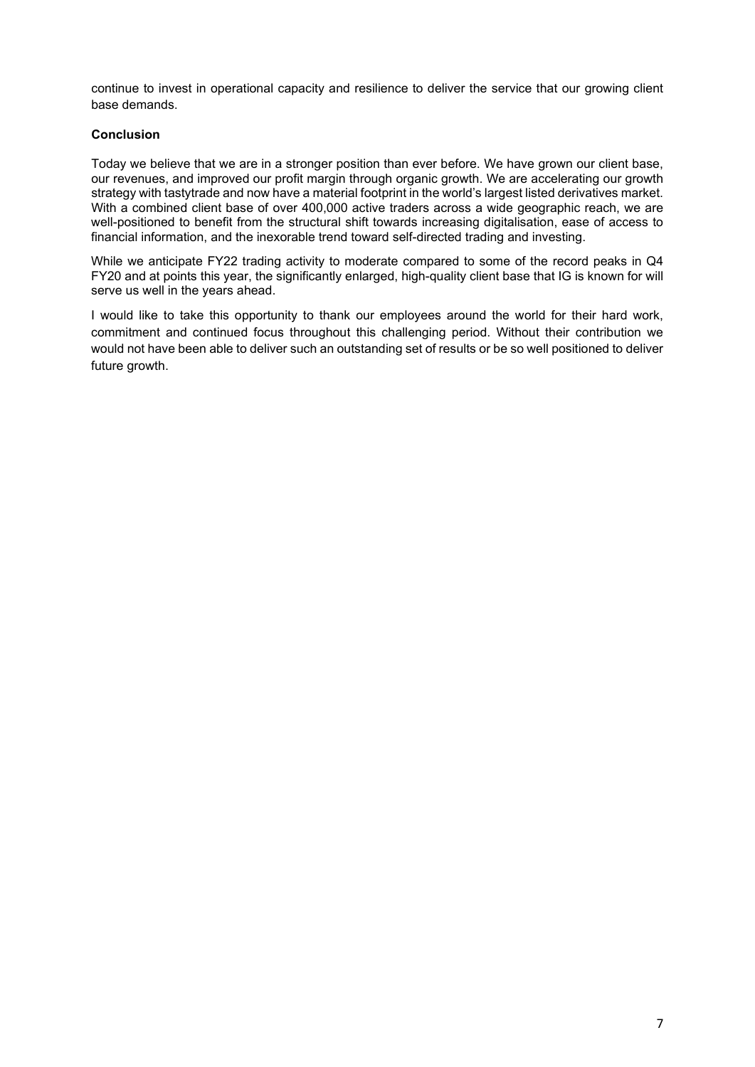continue to invest in operational capacity and resilience to deliver the service that our growing client base demands.

**Conclusion**

Today we believe that we are in a stronger position than ever before. We have grown our client base, our revenues, and improved our profit margin through organic growth. We are accelerating our growth strategy with tastytrade and now have a material footprint in the world's largest listed derivatives market. With a combined client base of over 400,000 active traders across a wide geographic reach, we are well-positioned to benefit from the structural shift towards increasing digitalisation, ease of access to financial information, and the inexorable trend toward self-directed trading and investing.

While we anticipate FY22 trading activity to moderate compared to some of the record peaks in Q4 FY20 and at points this year, the significantly enlarged, high-quality client base that IG is known for will serve us well in the years ahead.

I would like to take this opportunity to thank our employees around the world for their hard work, commitment and continued focus throughout this challenging period. Without their contribution we would not have been able to deliver such an outstanding set of results or be so well positioned to deliver future growth.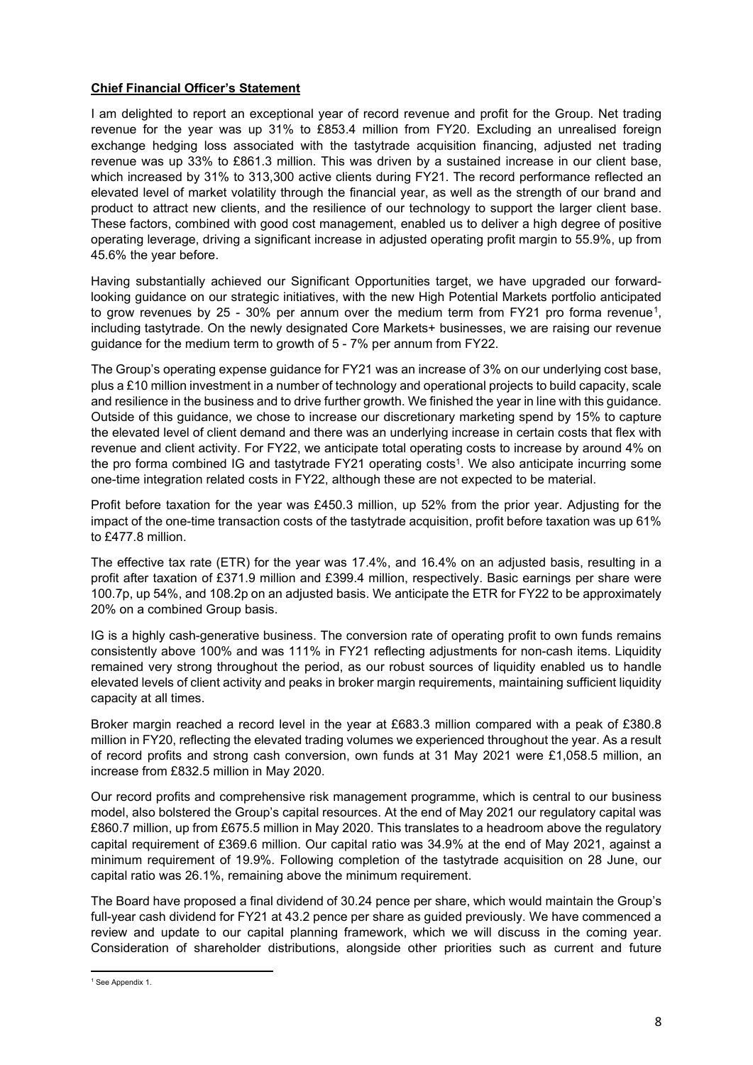**Chief Financial Officer's Statement**

I am delighted to report an exceptional year of record revenue and profit for the Group. Net trading revenue for the year was up 31% to £853.4 million from FY20. Excluding an unrealised foreign exchange hedging loss associated with the tastytrade acquisition financing, adjusted net trading revenue was up 33% to £861.3 million. This was driven by a sustained increase in our client base, which increased by 31% to 313,300 active clients during FY21. The record performance reflected an elevated level of market volatility through the financial year, as well as the strength of our brand and product to attract new clients, and the resilience of our technology to support the larger client base. These factors, combined with good cost management, enabled us to deliver a high degree of positive operating leverage, driving a significant increase in adjusted operating profit margin to 55.9%, up from 45.6% the year before.

Having substantially achieved our Significant Opportunities target, we have upgraded our forward-looking guidance on our strategic initiatives, with the new High Potential Markets portfolio anticipated to grow revenues by 25 - 30% per annum over the medium term from FY21 pro forma revenue[1], including tastytrade. On the newly designated Core Markets+ businesses, we are raising our revenue guidance for the medium term to growth of 5 - 7% per annum from FY22.

The Group's operating expense guidance for FY21 was an increase of 3% on our underlying cost base, plus a £10 million investment in a number of technology and operational projects to build capacity, scale and resilience in the business and to drive further growth. We finished the year in line with this guidance. Outside of this guidance, we chose to increase our discretionary marketing spend by 15% to capture the elevated level of client demand and there was an underlying increase in certain costs that flex with revenue and client activity. For FY22, we anticipate total operating costs to increase by around 4% on the pro forma combined IG and tastytrade FY21 operating costs[1]. We also anticipate incurring some one-time integration related costs in FY22, although these are not expected to be material.

Profit before taxation for the year was £450.3 million, up 52% from the prior year. Adjusting for the impact of the one-time transaction costs of the tastytrade acquisition, profit before taxation was up 61% to £477.8 million.

The effective tax rate (ETR) for the year was 17.4%, and 16.4% on an adjusted basis, resulting in a profit after taxation of £371.9 million and £399.4 million, respectively. Basic earnings per share were 100.7p, up 54%, and 108.2p on an adjusted basis. We anticipate the ETR for FY22 to be approximately 20% on a combined Group basis.

IG is a highly cash-generative business. The conversion rate of operating profit to own funds remains consistently above 100% and was 111% in FY21 reflecting adjustments for non-cash items. Liquidity remained very strong throughout the period, as our robust sources of liquidity enabled us to handle elevated levels of client activity and peaks in broker margin requirements, maintaining sufficient liquidity capacity at all times.

Broker margin reached a record level in the year at £683.3 million compared with a peak of £380.8 million in FY20, reflecting the elevated trading volumes we experienced throughout the year. As a result of record profits and strong cash conversion, own funds at 31 May 2021 were £1,058.5 million, an increase from £832.5 million in May 2020.

Our record profits and comprehensive risk management programme, which is central to our business model, also bolstered the Group's capital resources. At the end of May 2021 our regulatory capital was £860.7 million, up from £675.5 million in May 2020. This translates to a headroom above the regulatory capital requirement of £369.6 million. Our capital ratio was 34.9% at the end of May 2021, against a minimum requirement of 19.9%. Following completion of the tastytrade acquisition on 28 June, our capital ratio was 26.1%, remaining above the minimum requirement.

The Board have proposed a final dividend of 30.24 pence per share, which would maintain the Group's full-year cash dividend for FY21 at 43.2 pence per share as guided previously. We have commenced a review and update to our capital planning framework, which we will discuss in the coming year. Consideration of shareholder distributions, alongside other priorities such as current and future

[1] See Appendix 1.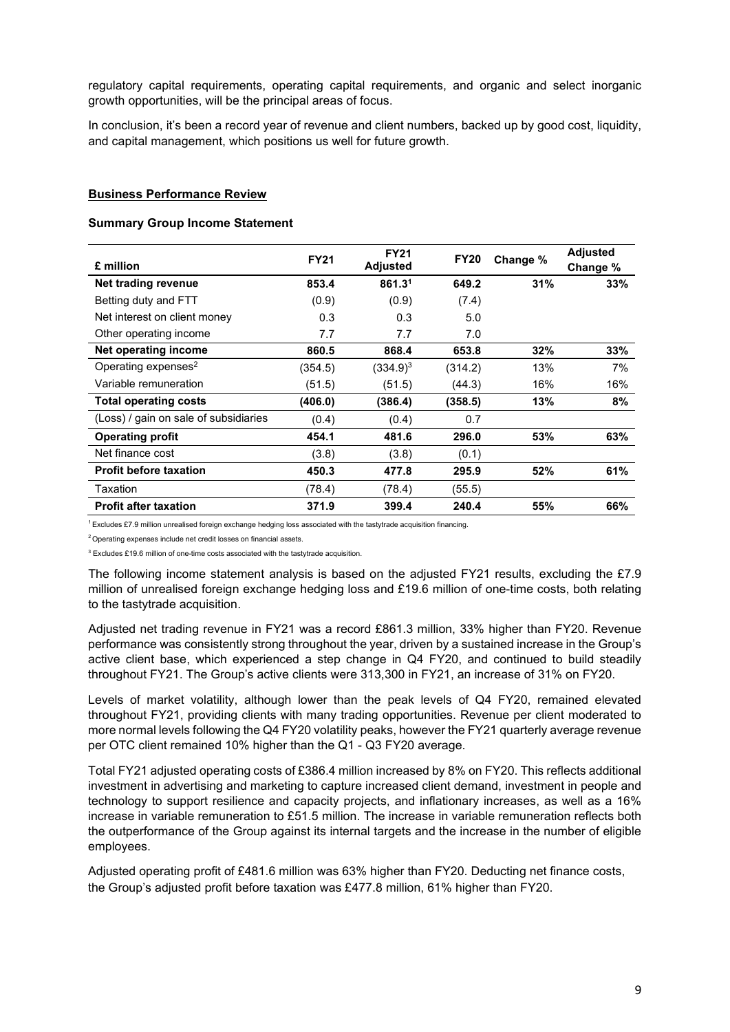regulatory capital requirements, operating capital requirements, and organic and select inorganic growth opportunities, will be the principal areas of focus.

In conclusion, it's been a record year of revenue and client numbers, backed up by good cost, liquidity, and capital management, which positions us well for future growth.

## Business Performance Review

### Summary Group Income Statement

| £ million | FY21 | FY21 Adjusted | FY20 | Change % | Adjusted Change % |
|---|---|---|---|---|---|
| **Net trading revenue** | **853.4** | **861.3[1]** | **649.2** | **31%** | **33%** |
| Betting duty and FTT | (0.9) | (0.9) | (7.4) | | |
| Net interest on client money | 0.3 | 0.3 | 5.0 | | |
| Other operating income | 7.7 | 7.7 | 7.0 | | |
| **Net operating income** | **860.5** | **868.4** | **653.8** | **32%** | **33%** |
| Operating expenses[2] | (354.5) | (334.9)[3] | (314.2) | 13% | 7% |
| Variable remuneration | (51.5) | (51.5) | (44.3) | 16% | 16% |
| **Total operating costs** | **(406.0)** | **(386.4)** | **(358.5)** | **13%** | **8%** |
| (Loss) / gain on sale of subsidiaries | (0.4) | (0.4) | 0.7 | | |
| **Operating profit** | **454.1** | **481.6** | **296.0** | **53%** | **63%** |
| Net finance cost | (3.8) | (3.8) | (0.1) | | |
| **Profit before taxation** | **450.3** | **477.8** | **295.9** | **52%** | **61%** |
| Taxation | (78.4) | (78.4) | (55.5) | | |
| **Profit after taxation** | **371.9** | **399.4** | **240.4** | **55%** | **66%** |

[1] Excludes £7.9 million unrealised foreign exchange hedging loss associated with the tastytrade acquisition financing.

[2] Operating expenses include net credit losses on financial assets.

[3] Excludes £19.6 million of one-time costs associated with the tastytrade acquisition.

The following income statement analysis is based on the adjusted FY21 results, excluding the £7.9 million of unrealised foreign exchange hedging loss and £19.6 million of one-time costs, both relating to the tastytrade acquisition.

Adjusted net trading revenue in FY21 was a record £861.3 million, 33% higher than FY20. Revenue performance was consistently strong throughout the year, driven by a sustained increase in the Group's active client base, which experienced a step change in Q4 FY20, and continued to build steadily throughout FY21. The Group's active clients were 313,300 in FY21, an increase of 31% on FY20.

Levels of market volatility, although lower than the peak levels of Q4 FY20, remained elevated throughout FY21, providing clients with many trading opportunities. Revenue per client moderated to more normal levels following the Q4 FY20 volatility peaks, however the FY21 quarterly average revenue per OTC client remained 10% higher than the Q1 - Q3 FY20 average.

Total FY21 adjusted operating costs of £386.4 million increased by 8% on FY20. This reflects additional investment in advertising and marketing to capture increased client demand, investment in people and technology to support resilience and capacity projects, and inflationary increases, as well as a 16% increase in variable remuneration to £51.5 million. The increase in variable remuneration reflects both the outperformance of the Group against its internal targets and the increase in the number of eligible employees.

Adjusted operating profit of £481.6 million was 63% higher than FY20. Deducting net finance costs, the Group's adjusted profit before taxation was £477.8 million, 61% higher than FY20.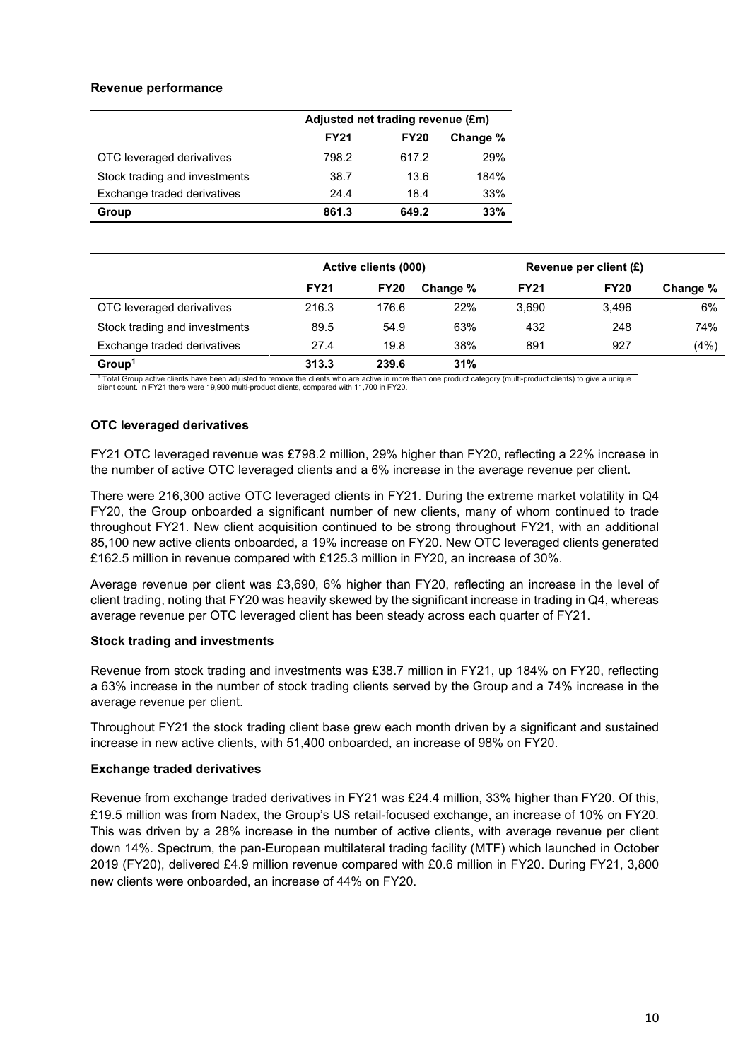**Revenue performance**

| | Adjusted net trading revenue (£m) | | |
|---|---|---|---|
| | **FY21** | **FY20** | **Change %** |
| OTC leveraged derivatives | 798.2 | 617.2 | 29% |
| Stock trading and investments | 38.7 | 13.6 | 184% |
| Exchange traded derivatives | 24.4 | 18.4 | 33% |
| **Group** | **861.3** | **649.2** | **33%** |

| | Active clients (000) | | | Revenue per client (£) | | |
|---|---|---|---|---|---|---|
| | **FY21** | **FY20** | **Change %** | **FY21** | **FY20** | **Change %** |
| OTC leveraged derivatives | 216.3 | 176.6 | 22% | 3,690 | 3,496 | 6% |
| Stock trading and investments | 89.5 | 54.9 | 63% | 432 | 248 | 74% |
| Exchange traded derivatives | 27.4 | 19.8 | 38% | 891 | 927 | (4%) |
| **Group**[1] | **313.3** | **239.6** | **31%** | | | |

[1] Total Group active clients have been adjusted to remove the clients who are active in more than one product category (multi-product clients) to give a unique client count. In FY21 there were 19,900 multi-product clients, compared with 11,700 in FY20.

**OTC leveraged derivatives**

FY21 OTC leveraged revenue was £798.2 million, 29% higher than FY20, reflecting a 22% increase in the number of active OTC leveraged clients and a 6% increase in the average revenue per client.

There were 216,300 active OTC leveraged clients in FY21. During the extreme market volatility in Q4 FY20, the Group onboarded a significant number of new clients, many of whom continued to trade throughout FY21. New client acquisition continued to be strong throughout FY21, with an additional 85,100 new active clients onboarded, a 19% increase on FY20. New OTC leveraged clients generated £162.5 million in revenue compared with £125.3 million in FY20, an increase of 30%.

Average revenue per client was £3,690, 6% higher than FY20, reflecting an increase in the level of client trading, noting that FY20 was heavily skewed by the significant increase in trading in Q4, whereas average revenue per OTC leveraged client has been steady across each quarter of FY21.

**Stock trading and investments**

Revenue from stock trading and investments was £38.7 million in FY21, up 184% on FY20, reflecting a 63% increase in the number of stock trading clients served by the Group and a 74% increase in the average revenue per client.

Throughout FY21 the stock trading client base grew each month driven by a significant and sustained increase in new active clients, with 51,400 onboarded, an increase of 98% on FY20.

**Exchange traded derivatives**

Revenue from exchange traded derivatives in FY21 was £24.4 million, 33% higher than FY20. Of this, £19.5 million was from Nadex, the Group's US retail-focused exchange, an increase of 10% on FY20. This was driven by a 28% increase in the number of active clients, with average revenue per client down 14%. Spectrum, the pan-European multilateral trading facility (MTF) which launched in October 2019 (FY20), delivered £4.9 million revenue compared with £0.6 million in FY20. During FY21, 3,800 new clients were onboarded, an increase of 44% on FY20.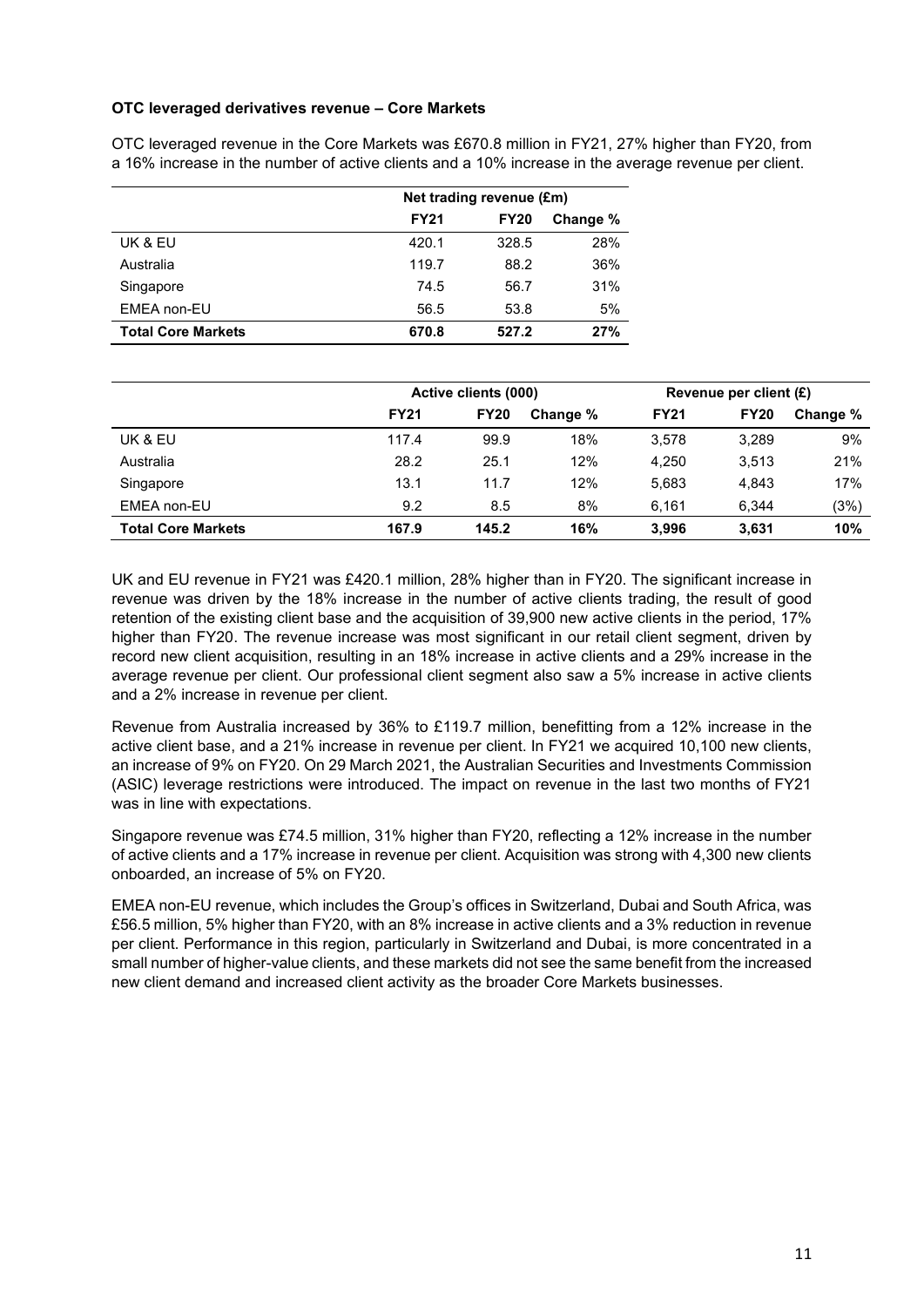**OTC leveraged derivatives revenue – Core Markets**

OTC leveraged revenue in the Core Markets was £670.8 million in FY21, 27% higher than FY20, from a 16% increase in the number of active clients and a 10% increase in the average revenue per client.

| | Net trading revenue (£m) | | |
|---|---|---|---|
| | **FY21** | **FY20** | **Change %** |
| UK & EU | 420.1 | 328.5 | 28% |
| Australia | 119.7 | 88.2 | 36% |
| Singapore | 74.5 | 56.7 | 31% |
| EMEA non-EU | 56.5 | 53.8 | 5% |
| **Total Core Markets** | **670.8** | **527.2** | **27%** |

| | Active clients (000) | | | Revenue per client (£) | | |
|---|---|---|---|---|---|---|
| | **FY21** | **FY20** | **Change %** | **FY21** | **FY20** | **Change %** |
| UK & EU | 117.4 | 99.9 | 18% | 3,578 | 3,289 | 9% |
| Australia | 28.2 | 25.1 | 12% | 4,250 | 3,513 | 21% |
| Singapore | 13.1 | 11.7 | 12% | 5,683 | 4,843 | 17% |
| EMEA non-EU | 9.2 | 8.5 | 8% | 6,161 | 6,344 | (3%) |
| **Total Core Markets** | **167.9** | **145.2** | **16%** | **3,996** | **3,631** | **10%** |

UK and EU revenue in FY21 was £420.1 million, 28% higher than in FY20. The significant increase in revenue was driven by the 18% increase in the number of active clients trading, the result of good retention of the existing client base and the acquisition of 39,900 new active clients in the period, 17% higher than FY20. The revenue increase was most significant in our retail client segment, driven by record new client acquisition, resulting in an 18% increase in active clients and a 29% increase in the average revenue per client. Our professional client segment also saw a 5% increase in active clients and a 2% increase in revenue per client.

Revenue from Australia increased by 36% to £119.7 million, benefitting from a 12% increase in the active client base, and a 21% increase in revenue per client. In FY21 we acquired 10,100 new clients, an increase of 9% on FY20. On 29 March 2021, the Australian Securities and Investments Commission (ASIC) leverage restrictions were introduced. The impact on revenue in the last two months of FY21 was in line with expectations.

Singapore revenue was £74.5 million, 31% higher than FY20, reflecting a 12% increase in the number of active clients and a 17% increase in revenue per client. Acquisition was strong with 4,300 new clients onboarded, an increase of 5% on FY20.

EMEA non-EU revenue, which includes the Group's offices in Switzerland, Dubai and South Africa, was £56.5 million, 5% higher than FY20, with an 8% increase in active clients and a 3% reduction in revenue per client. Performance in this region, particularly in Switzerland and Dubai, is more concentrated in a small number of higher-value clients, and these markets did not see the same benefit from the increased new client demand and increased client activity as the broader Core Markets businesses.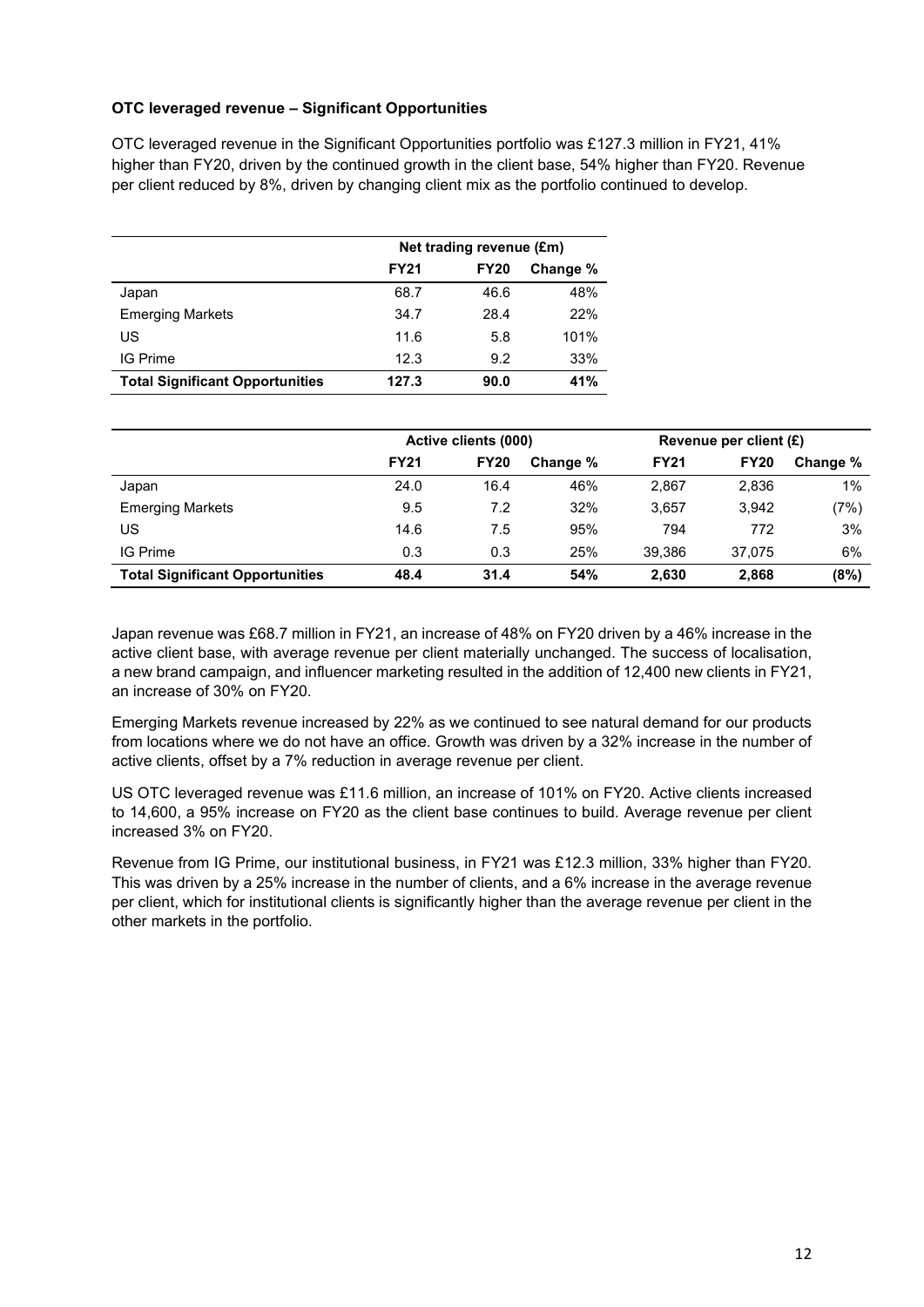**OTC leveraged revenue – Significant Opportunities**

OTC leveraged revenue in the Significant Opportunities portfolio was £127.3 million in FY21, 41% higher than FY20, driven by the continued growth in the client base, 54% higher than FY20. Revenue per client reduced by 8%, driven by changing client mix as the portfolio continued to develop.

| | Net trading revenue (£m) | | |
|---|---|---|---|
| | **FY21** | **FY20** | **Change %** |
| Japan | 68.7 | 46.6 | 48% |
| Emerging Markets | 34.7 | 28.4 | 22% |
| US | 11.6 | 5.8 | 101% |
| IG Prime | 12.3 | 9.2 | 33% |
| **Total Significant Opportunities** | **127.3** | **90.0** | **41%** |

| | Active clients (000) | | | Revenue per client (£) | | |
|---|---|---|---|---|---|---|
| | **FY21** | **FY20** | **Change %** | **FY21** | **FY20** | **Change %** |
| Japan | 24.0 | 16.4 | 46% | 2,867 | 2,836 | 1% |
| Emerging Markets | 9.5 | 7.2 | 32% | 3,657 | 3,942 | (7%) |
| US | 14.6 | 7.5 | 95% | 794 | 772 | 3% |
| IG Prime | 0.3 | 0.3 | 25% | 39,386 | 37,075 | 6% |
| **Total Significant Opportunities** | **48.4** | **31.4** | **54%** | **2,630** | **2,868** | **(8%)** |

Japan revenue was £68.7 million in FY21, an increase of 48% on FY20 driven by a 46% increase in the active client base, with average revenue per client materially unchanged. The success of localisation, a new brand campaign, and influencer marketing resulted in the addition of 12,400 new clients in FY21, an increase of 30% on FY20.

Emerging Markets revenue increased by 22% as we continued to see natural demand for our products from locations where we do not have an office. Growth was driven by a 32% increase in the number of active clients, offset by a 7% reduction in average revenue per client.

US OTC leveraged revenue was £11.6 million, an increase of 101% on FY20. Active clients increased to 14,600, a 95% increase on FY20 as the client base continues to build. Average revenue per client increased 3% on FY20.

Revenue from IG Prime, our institutional business, in FY21 was £12.3 million, 33% higher than FY20. This was driven by a 25% increase in the number of clients, and a 6% increase in the average revenue per client, which for institutional clients is significantly higher than the average revenue per client in the other markets in the portfolio.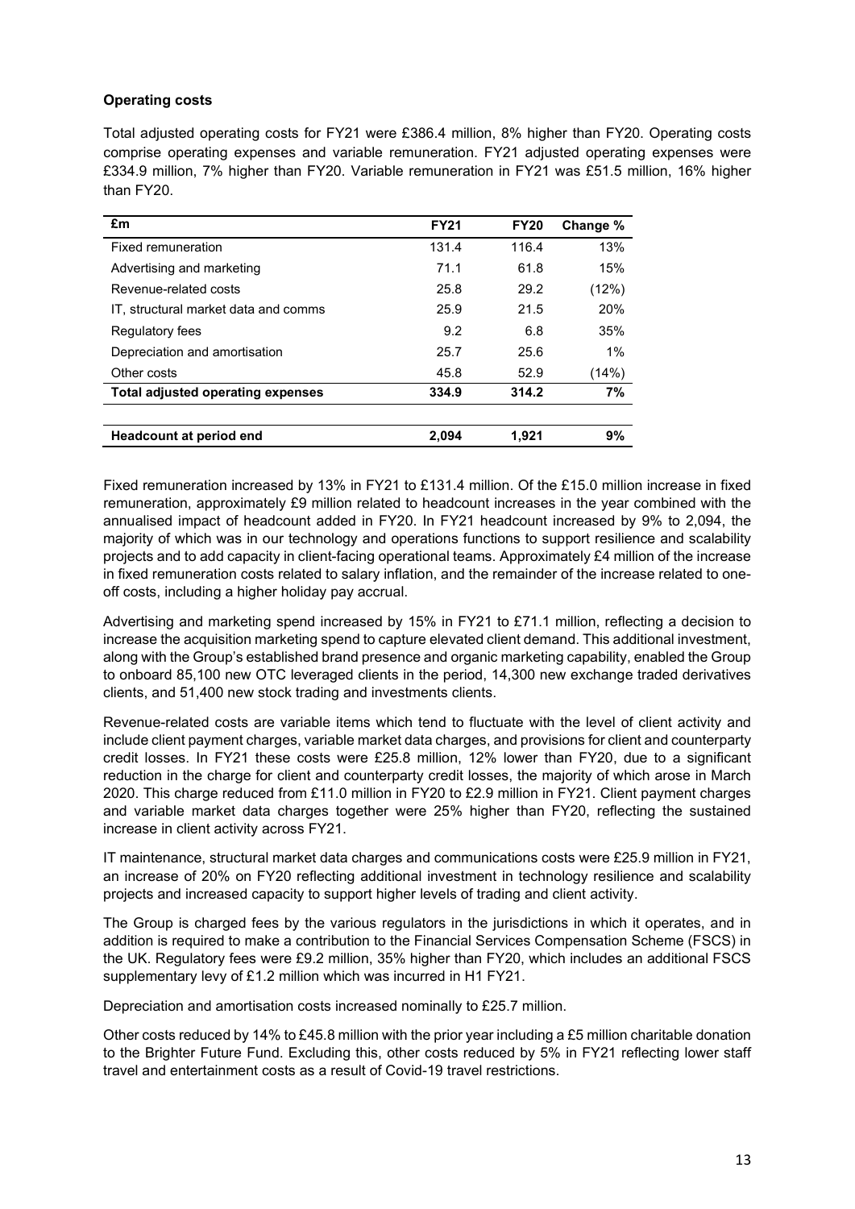**Operating costs**

Total adjusted operating costs for FY21 were £386.4 million, 8% higher than FY20. Operating costs comprise operating expenses and variable remuneration. FY21 adjusted operating expenses were £334.9 million, 7% higher than FY20. Variable remuneration in FY21 was £51.5 million, 16% higher than FY20.

| £m | FY21 | FY20 | Change % |
|---|---|---|---|
| Fixed remuneration | 131.4 | 116.4 | 13% |
| Advertising and marketing | 71.1 | 61.8 | 15% |
| Revenue-related costs | 25.8 | 29.2 | (12%) |
| IT, structural market data and comms | 25.9 | 21.5 | 20% |
| Regulatory fees | 9.2 | 6.8 | 35% |
| Depreciation and amortisation | 25.7 | 25.6 | 1% |
| Other costs | 45.8 | 52.9 | (14%) |
| **Total adjusted operating expenses** | **334.9** | **314.2** | **7%** |
| | | | |
| **Headcount at period end** | **2,094** | **1,921** | **9%** |

Fixed remuneration increased by 13% in FY21 to £131.4 million. Of the £15.0 million increase in fixed remuneration, approximately £9 million related to headcount increases in the year combined with the annualised impact of headcount added in FY20. In FY21 headcount increased by 9% to 2,094, the majority of which was in our technology and operations functions to support resilience and scalability projects and to add capacity in client-facing operational teams. Approximately £4 million of the increase in fixed remuneration costs related to salary inflation, and the remainder of the increase related to one-off costs, including a higher holiday pay accrual.

Advertising and marketing spend increased by 15% in FY21 to £71.1 million, reflecting a decision to increase the acquisition marketing spend to capture elevated client demand. This additional investment, along with the Group's established brand presence and organic marketing capability, enabled the Group to onboard 85,100 new OTC leveraged clients in the period, 14,300 new exchange traded derivatives clients, and 51,400 new stock trading and investments clients.

Revenue-related costs are variable items which tend to fluctuate with the level of client activity and include client payment charges, variable market data charges, and provisions for client and counterparty credit losses. In FY21 these costs were £25.8 million, 12% lower than FY20, due to a significant reduction in the charge for client and counterparty credit losses, the majority of which arose in March 2020. This charge reduced from £11.0 million in FY20 to £2.9 million in FY21. Client payment charges and variable market data charges together were 25% higher than FY20, reflecting the sustained increase in client activity across FY21.

IT maintenance, structural market data charges and communications costs were £25.9 million in FY21, an increase of 20% on FY20 reflecting additional investment in technology resilience and scalability projects and increased capacity to support higher levels of trading and client activity.

The Group is charged fees by the various regulators in the jurisdictions in which it operates, and in addition is required to make a contribution to the Financial Services Compensation Scheme (FSCS) in the UK. Regulatory fees were £9.2 million, 35% higher than FY20, which includes an additional FSCS supplementary levy of £1.2 million which was incurred in H1 FY21.

Depreciation and amortisation costs increased nominally to £25.7 million.

Other costs reduced by 14% to £45.8 million with the prior year including a £5 million charitable donation to the Brighter Future Fund. Excluding this, other costs reduced by 5% in FY21 reflecting lower staff travel and entertainment costs as a result of Covid-19 travel restrictions.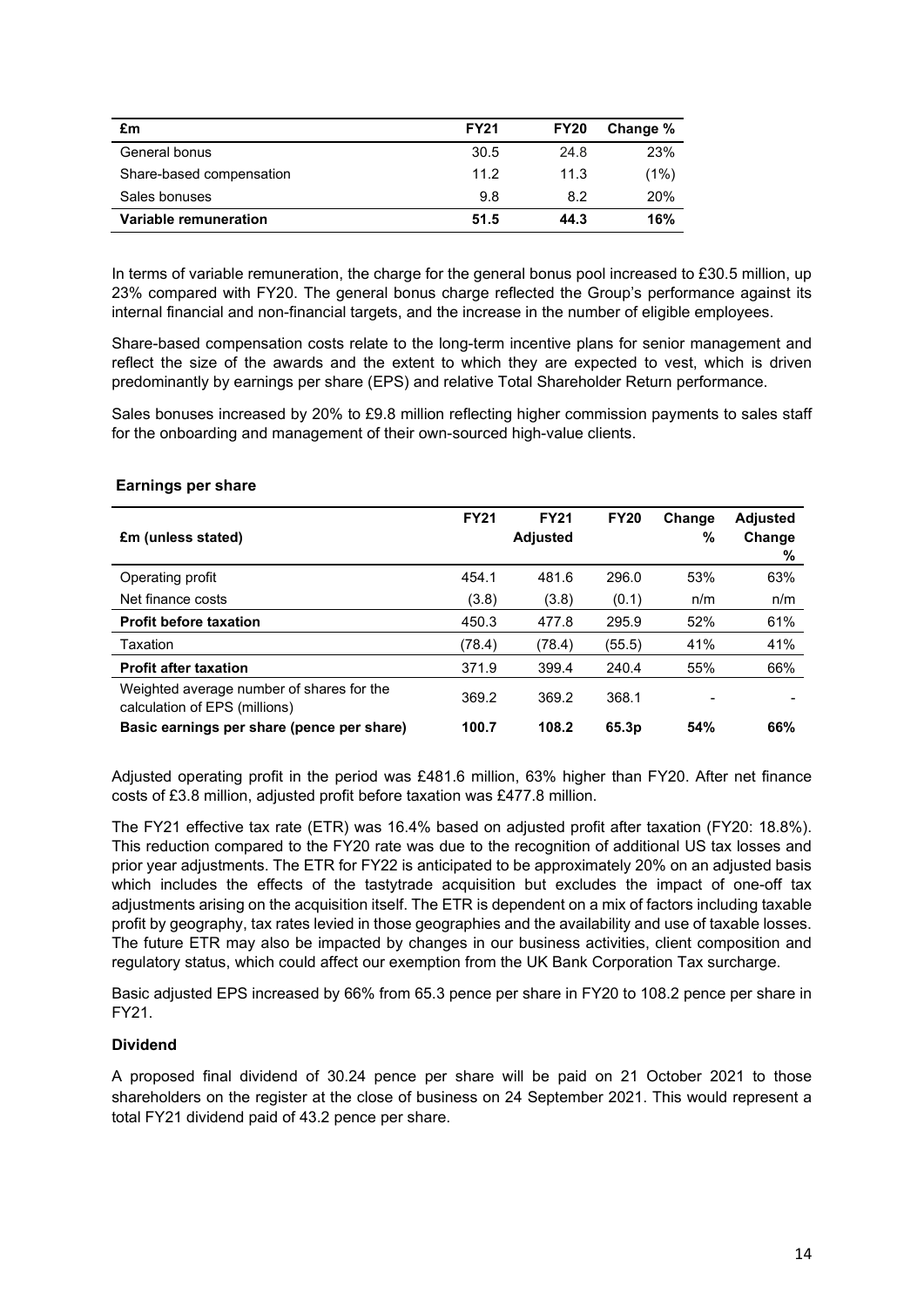| £m | FY21 | FY20 | Change % |
| --- | --- | --- | --- |
| General bonus | 30.5 | 24.8 | 23% |
| Share-based compensation | 11.2 | 11.3 | (1%) |
| Sales bonuses | 9.8 | 8.2 | 20% |
| **Variable remuneration** | **51.5** | **44.3** | **16%** |

In terms of variable remuneration, the charge for the general bonus pool increased to £30.5 million, up 23% compared with FY20. The general bonus charge reflected the Group's performance against its internal financial and non-financial targets, and the increase in the number of eligible employees.

Share-based compensation costs relate to the long-term incentive plans for senior management and reflect the size of the awards and the extent to which they are expected to vest, which is driven predominantly by earnings per share (EPS) and relative Total Shareholder Return performance.

Sales bonuses increased by 20% to £9.8 million reflecting higher commission payments to sales staff for the onboarding and management of their own-sourced high-value clients.

**Earnings per share**

| £m (unless stated) | FY21 | FY21 Adjusted | FY20 | Change % | Adjusted Change % |
| --- | --- | --- | --- | --- | --- |
| Operating profit | 454.1 | 481.6 | 296.0 | 53% | 63% |
| Net finance costs | (3.8) | (3.8) | (0.1) | n/m | n/m |
| **Profit before taxation** | 450.3 | 477.8 | 295.9 | 52% | 61% |
| Taxation | (78.4) | (78.4) | (55.5) | 41% | 41% |
| **Profit after taxation** | 371.9 | 399.4 | 240.4 | 55% | 66% |
| Weighted average number of shares for the calculation of EPS (millions) | 369.2 | 369.2 | 368.1 | - | - |
| **Basic earnings per share (pence per share)** | **100.7** | **108.2** | **65.3p** | **54%** | **66%** |

Adjusted operating profit in the period was £481.6 million, 63% higher than FY20. After net finance costs of £3.8 million, adjusted profit before taxation was £477.8 million.

The FY21 effective tax rate (ETR) was 16.4% based on adjusted profit after taxation (FY20: 18.8%). This reduction compared to the FY20 rate was due to the recognition of additional US tax losses and prior year adjustments. The ETR for FY22 is anticipated to be approximately 20% on an adjusted basis which includes the effects of the tastytrade acquisition but excludes the impact of one-off tax adjustments arising on the acquisition itself. The ETR is dependent on a mix of factors including taxable profit by geography, tax rates levied in those geographies and the availability and use of taxable losses. The future ETR may also be impacted by changes in our business activities, client composition and regulatory status, which could affect our exemption from the UK Bank Corporation Tax surcharge.

Basic adjusted EPS increased by 66% from 65.3 pence per share in FY20 to 108.2 pence per share in FY21.

**Dividend**

A proposed final dividend of 30.24 pence per share will be paid on 21 October 2021 to those shareholders on the register at the close of business on 24 September 2021. This would represent a total FY21 dividend paid of 43.2 pence per share.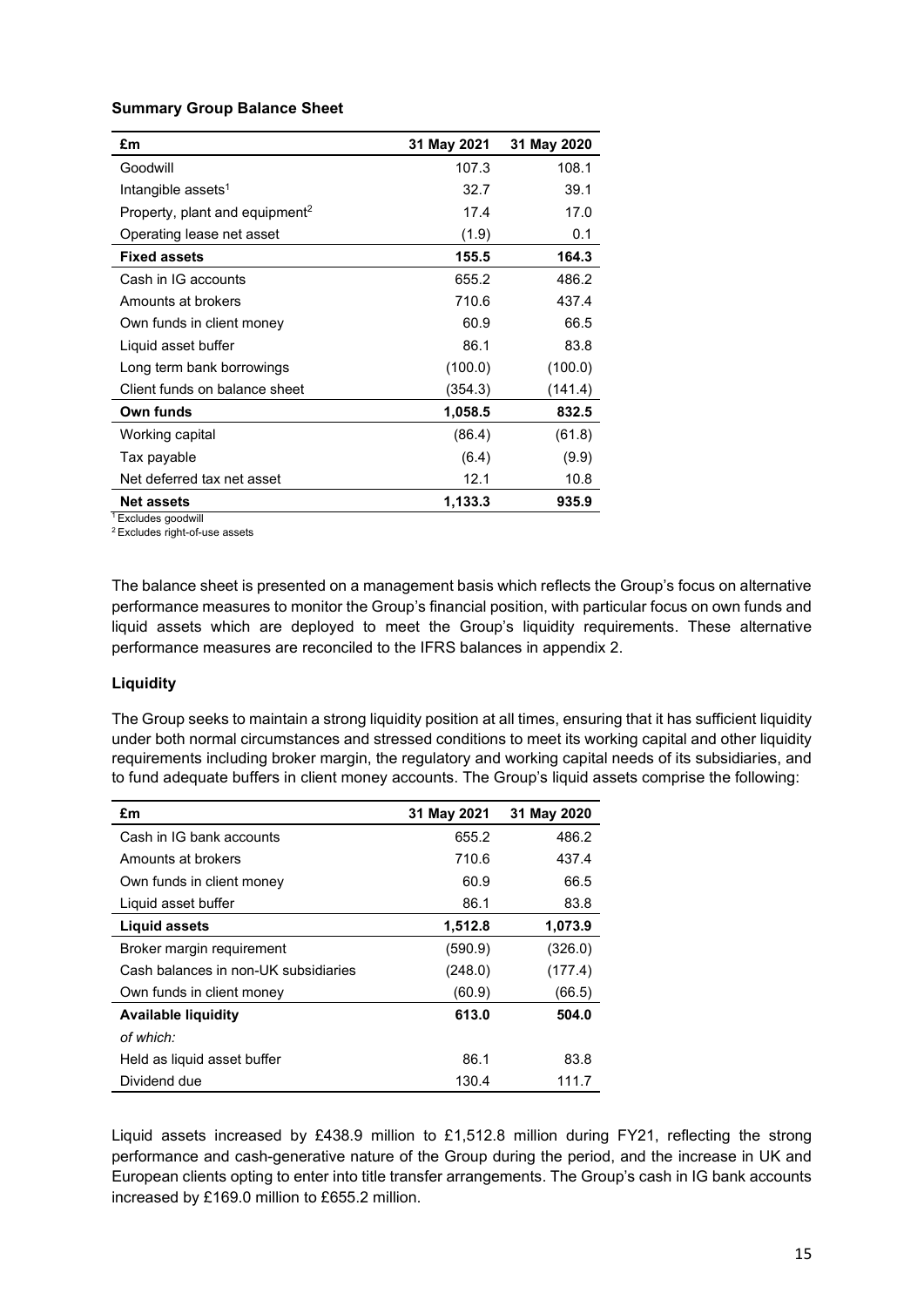**Summary Group Balance Sheet**

| £m | 31 May 2021 | 31 May 2020 |
| --- | --- | --- |
| Goodwill | 107.3 | 108.1 |
| Intangible assets[1] | 32.7 | 39.1 |
| Property, plant and equipment[2] | 17.4 | 17.0 |
| Operating lease net asset | (1.9) | 0.1 |
| **Fixed assets** | **155.5** | **164.3** |
| Cash in IG accounts | 655.2 | 486.2 |
| Amounts at brokers | 710.6 | 437.4 |
| Own funds in client money | 60.9 | 66.5 |
| Liquid asset buffer | 86.1 | 83.8 |
| Long term bank borrowings | (100.0) | (100.0) |
| Client funds on balance sheet | (354.3) | (141.4) |
| **Own funds** | **1,058.5** | **832.5** |
| Working capital | (86.4) | (61.8) |
| Tax payable | (6.4) | (9.9) |
| Net deferred tax net asset | 12.1 | 10.8 |
| **Net assets** | **1,133.3** | **935.9** |

[1] Excludes goodwill

[2] Excludes right-of-use assets

The balance sheet is presented on a management basis which reflects the Group's focus on alternative performance measures to monitor the Group's financial position, with particular focus on own funds and liquid assets which are deployed to meet the Group's liquidity requirements. These alternative performance measures are reconciled to the IFRS balances in appendix 2.

**Liquidity**

The Group seeks to maintain a strong liquidity position at all times, ensuring that it has sufficient liquidity under both normal circumstances and stressed conditions to meet its working capital and other liquidity requirements including broker margin, the regulatory and working capital needs of its subsidiaries, and to fund adequate buffers in client money accounts. The Group's liquid assets comprise the following:

| £m | 31 May 2021 | 31 May 2020 |
| --- | --- | --- |
| Cash in IG bank accounts | 655.2 | 486.2 |
| Amounts at brokers | 710.6 | 437.4 |
| Own funds in client money | 60.9 | 66.5 |
| Liquid asset buffer | 86.1 | 83.8 |
| **Liquid assets** | **1,512.8** | **1,073.9** |
| Broker margin requirement | (590.9) | (326.0) |
| Cash balances in non-UK subsidiaries | (248.0) | (177.4) |
| Own funds in client money | (60.9) | (66.5) |
| **Available liquidity** | **613.0** | **504.0** |
| *of which:* | | |
| Held as liquid asset buffer | 86.1 | 83.8 |
| Dividend due | 130.4 | 111.7 |

Liquid assets increased by £438.9 million to £1,512.8 million during FY21, reflecting the strong performance and cash-generative nature of the Group during the period, and the increase in UK and European clients opting to enter into title transfer arrangements. The Group's cash in IG bank accounts increased by £169.0 million to £655.2 million.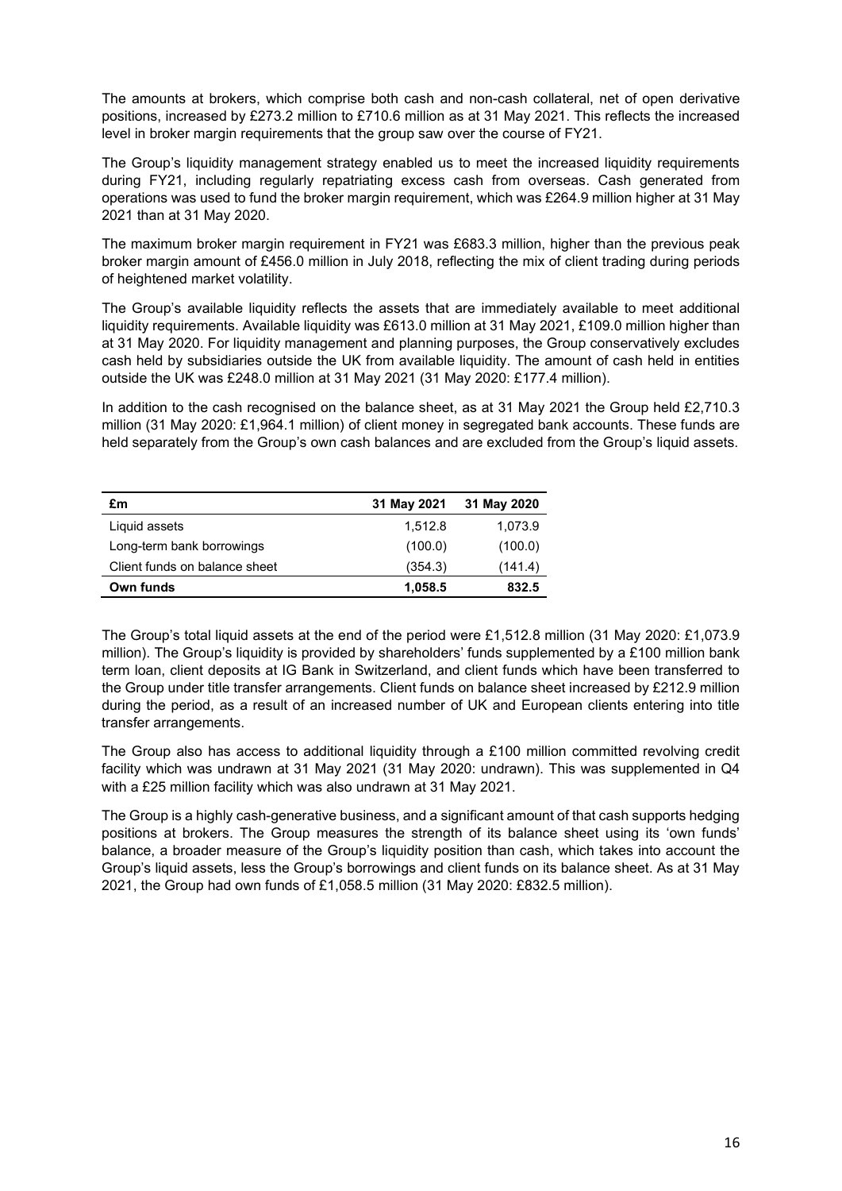The amounts at brokers, which comprise both cash and non-cash collateral, net of open derivative positions, increased by £273.2 million to £710.6 million as at 31 May 2021. This reflects the increased level in broker margin requirements that the group saw over the course of FY21.

The Group's liquidity management strategy enabled us to meet the increased liquidity requirements during FY21, including regularly repatriating excess cash from overseas. Cash generated from operations was used to fund the broker margin requirement, which was £264.9 million higher at 31 May 2021 than at 31 May 2020.

The maximum broker margin requirement in FY21 was £683.3 million, higher than the previous peak broker margin amount of £456.0 million in July 2018, reflecting the mix of client trading during periods of heightened market volatility.

The Group's available liquidity reflects the assets that are immediately available to meet additional liquidity requirements. Available liquidity was £613.0 million at 31 May 2021, £109.0 million higher than at 31 May 2020. For liquidity management and planning purposes, the Group conservatively excludes cash held by subsidiaries outside the UK from available liquidity. The amount of cash held in entities outside the UK was £248.0 million at 31 May 2021 (31 May 2020: £177.4 million).

In addition to the cash recognised on the balance sheet, as at 31 May 2021 the Group held £2,710.3 million (31 May 2020: £1,964.1 million) of client money in segregated bank accounts. These funds are held separately from the Group's own cash balances and are excluded from the Group's liquid assets.

| £m | 31 May 2021 | 31 May 2020 |
|---|---|---|
| Liquid assets | 1,512.8 | 1,073.9 |
| Long-term bank borrowings | (100.0) | (100.0) |
| Client funds on balance sheet | (354.3) | (141.4) |
| **Own funds** | **1,058.5** | **832.5** |

The Group's total liquid assets at the end of the period were £1,512.8 million (31 May 2020: £1,073.9 million). The Group's liquidity is provided by shareholders' funds supplemented by a £100 million bank term loan, client deposits at IG Bank in Switzerland, and client funds which have been transferred to the Group under title transfer arrangements. Client funds on balance sheet increased by £212.9 million during the period, as a result of an increased number of UK and European clients entering into title transfer arrangements.

The Group also has access to additional liquidity through a £100 million committed revolving credit facility which was undrawn at 31 May 2021 (31 May 2020: undrawn). This was supplemented in Q4 with a £25 million facility which was also undrawn at 31 May 2021.

The Group is a highly cash-generative business, and a significant amount of that cash supports hedging positions at brokers. The Group measures the strength of its balance sheet using its 'own funds' balance, a broader measure of the Group's liquidity position than cash, which takes into account the Group's liquid assets, less the Group's borrowings and client funds on its balance sheet. As at 31 May 2021, the Group had own funds of £1,058.5 million (31 May 2020: £832.5 million).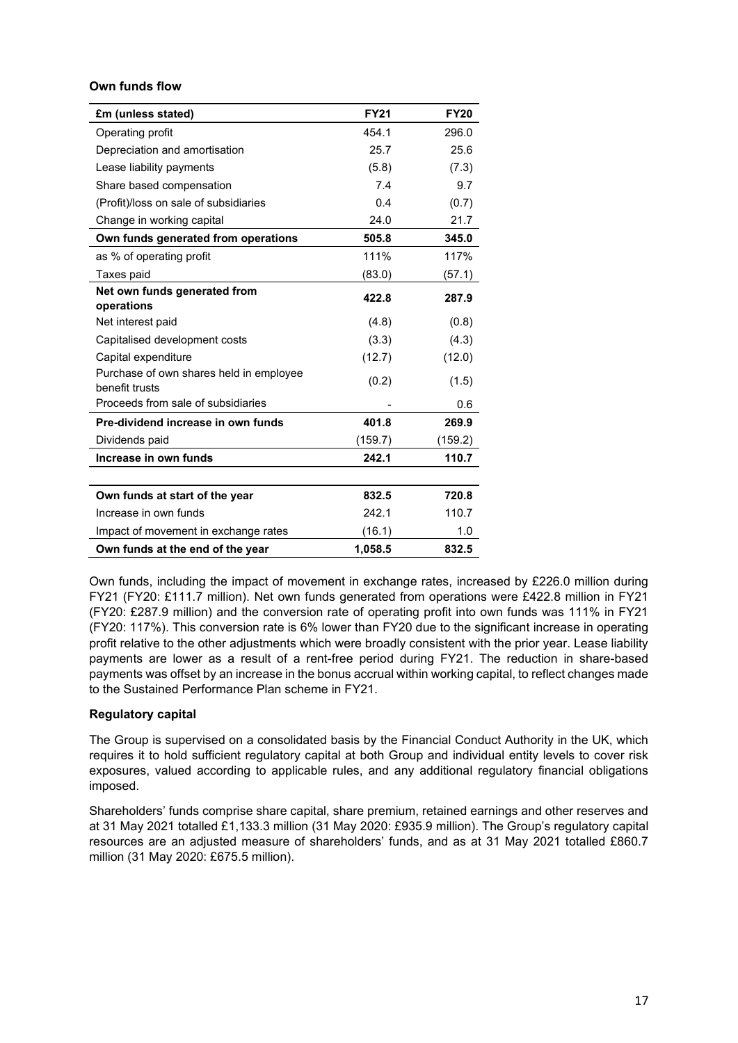**Own funds flow**

| £m (unless stated) | FY21 | FY20 |
|---|---|---|
| Operating profit | 454.1 | 296.0 |
| Depreciation and amortisation | 25.7 | 25.6 |
| Lease liability payments | (5.8) | (7.3) |
| Share based compensation | 7.4 | 9.7 |
| (Profit)/loss on sale of subsidiaries | 0.4 | (0.7) |
| Change in working capital | 24.0 | 21.7 |
| **Own funds generated from operations** | **505.8** | **345.0** |
| as % of operating profit | 111% | 117% |
| Taxes paid | (83.0) | (57.1) |
| **Net own funds generated from operations** | **422.8** | **287.9** |
| Net interest paid | (4.8) | (0.8) |
| Capitalised development costs | (3.3) | (4.3) |
| Capital expenditure | (12.7) | (12.0) |
| Purchase of own shares held in employee benefit trusts | (0.2) | (1.5) |
| Proceeds from sale of subsidiaries | - | 0.6 |
| **Pre-dividend increase in own funds** | **401.8** | **269.9** |
| Dividends paid | (159.7) | (159.2) |
| **Increase in own funds** | **242.1** | **110.7** |
| | | |
| **Own funds at start of the year** | **832.5** | **720.8** |
| Increase in own funds | 242.1 | 110.7 |
| Impact of movement in exchange rates | (16.1) | 1.0 |
| **Own funds at the end of the year** | **1,058.5** | **832.5** |

Own funds, including the impact of movement in exchange rates, increased by £226.0 million during FY21 (FY20: £111.7 million). Net own funds generated from operations were £422.8 million in FY21 (FY20: £287.9 million) and the conversion rate of operating profit into own funds was 111% in FY21 (FY20: 117%). This conversion rate is 6% lower than FY20 due to the significant increase in operating profit relative to the other adjustments which were broadly consistent with the prior year. Lease liability payments are lower as a result of a rent-free period during FY21. The reduction in share-based payments was offset by an increase in the bonus accrual within working capital, to reflect changes made to the Sustained Performance Plan scheme in FY21.

**Regulatory capital**

The Group is supervised on a consolidated basis by the Financial Conduct Authority in the UK, which requires it to hold sufficient regulatory capital at both Group and individual entity levels to cover risk exposures, valued according to applicable rules, and any additional regulatory financial obligations imposed.

Shareholders' funds comprise share capital, share premium, retained earnings and other reserves and at 31 May 2021 totalled £1,133.3 million (31 May 2020: £935.9 million). The Group's regulatory capital resources are an adjusted measure of shareholders' funds, and as at 31 May 2021 totalled £860.7 million (31 May 2020: £675.5 million).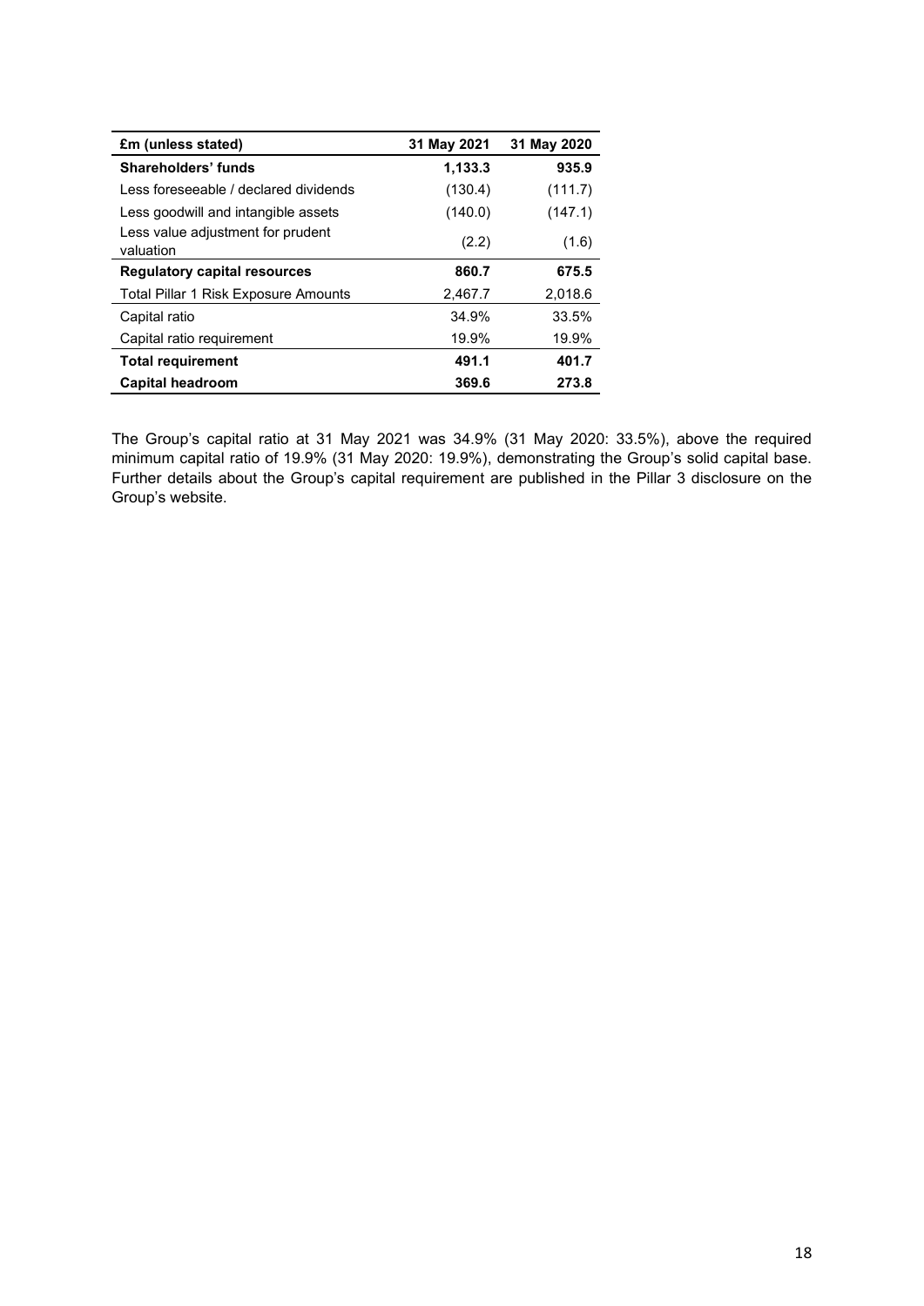| £m (unless stated) | 31 May 2021 | 31 May 2020 |
|---|---|---|
| **Shareholders' funds** | **1,133.3** | **935.9** |
| Less foreseeable / declared dividends | (130.4) | (111.7) |
| Less goodwill and intangible assets | (140.0) | (147.1) |
| Less value adjustment for prudent valuation | (2.2) | (1.6) |
| **Regulatory capital resources** | **860.7** | **675.5** |
| Total Pillar 1 Risk Exposure Amounts | 2,467.7 | 2,018.6 |
| Capital ratio | 34.9% | 33.5% |
| Capital ratio requirement | 19.9% | 19.9% |
| **Total requirement** | **491.1** | **401.7** |
| **Capital headroom** | **369.6** | **273.8** |

The Group's capital ratio at 31 May 2021 was 34.9% (31 May 2020: 33.5%), above the required minimum capital ratio of 19.9% (31 May 2020: 19.9%), demonstrating the Group's solid capital base. Further details about the Group's capital requirement are published in the Pillar 3 disclosure on the Group's website.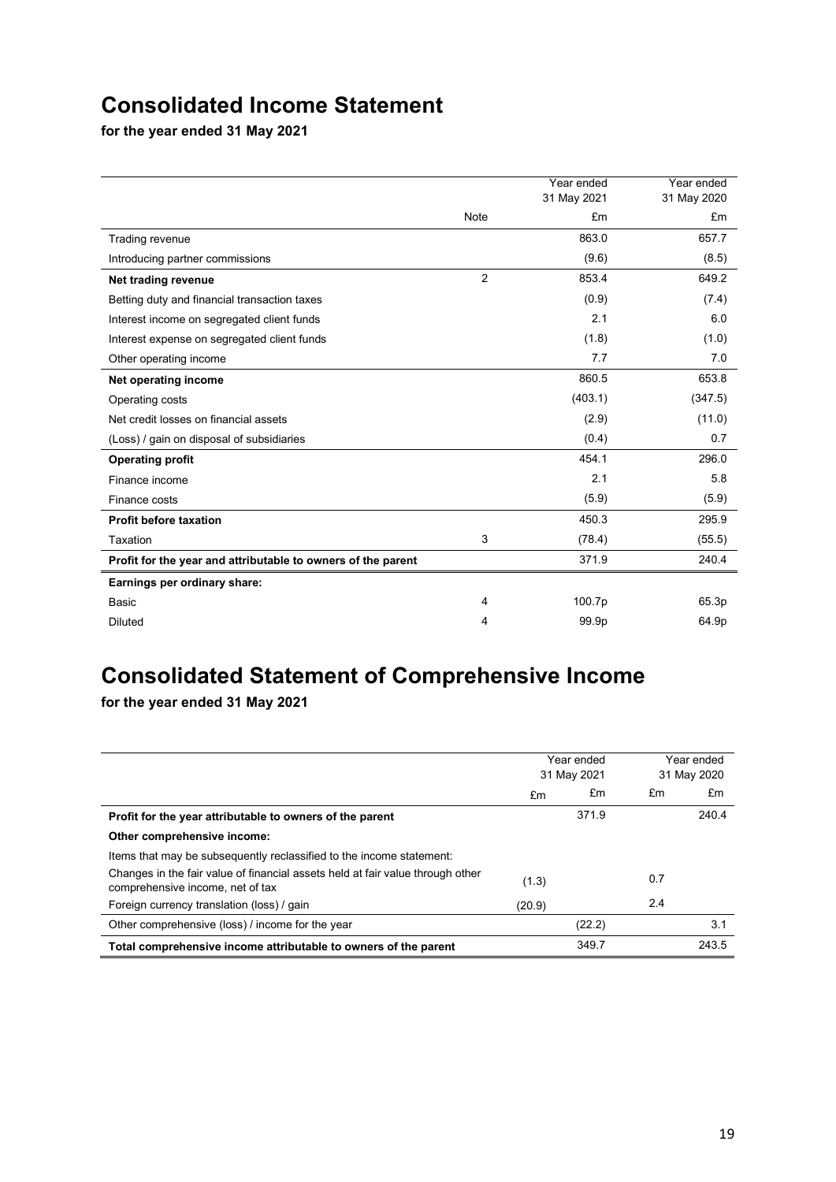# Consolidated Income Statement

**for the year ended 31 May 2021**

| | Note | Year ended 31 May 2021 £m | Year ended 31 May 2020 £m |
|---|---|---|---|
| Trading revenue | | 863.0 | 657.7 |
| Introducing partner commissions | | (9.6) | (8.5) |
| **Net trading revenue** | 2 | 853.4 | 649.2 |
| Betting duty and financial transaction taxes | | (0.9) | (7.4) |
| Interest income on segregated client funds | | 2.1 | 6.0 |
| Interest expense on segregated client funds | | (1.8) | (1.0) |
| Other operating income | | 7.7 | 7.0 |
| **Net operating income** | | 860.5 | 653.8 |
| Operating costs | | (403.1) | (347.5) |
| Net credit losses on financial assets | | (2.9) | (11.0) |
| (Loss) / gain on disposal of subsidiaries | | (0.4) | 0.7 |
| **Operating profit** | | 454.1 | 296.0 |
| Finance income | | 2.1 | 5.8 |
| Finance costs | | (5.9) | (5.9) |
| **Profit before taxation** | | 450.3 | 295.9 |
| Taxation | 3 | (78.4) | (55.5) |
| **Profit for the year and attributable to owners of the parent** | | 371.9 | 240.4 |
| **Earnings per ordinary share:** | | | |
| Basic | 4 | 100.7p | 65.3p |
| Diluted | 4 | 99.9p | 64.9p |

# Consolidated Statement of Comprehensive Income

**for the year ended 31 May 2021**

| | Year ended 31 May 2021 | | Year ended 31 May 2020 | |
|---|---|---|---|---|
| | £m | £m | £m | £m |
| **Profit for the year attributable to owners of the parent** | | 371.9 | | 240.4 |
| **Other comprehensive income:** | | | | |
| Items that may be subsequently reclassified to the income statement: | | | | |
| Changes in the fair value of financial assets held at fair value through other comprehensive income, net of tax | (1.3) | | 0.7 | |
| Foreign currency translation (loss) / gain | (20.9) | | 2.4 | |
| Other comprehensive (loss) / income for the year | | (22.2) | | 3.1 |
| **Total comprehensive income attributable to owners of the parent** | | 349.7 | | 243.5 |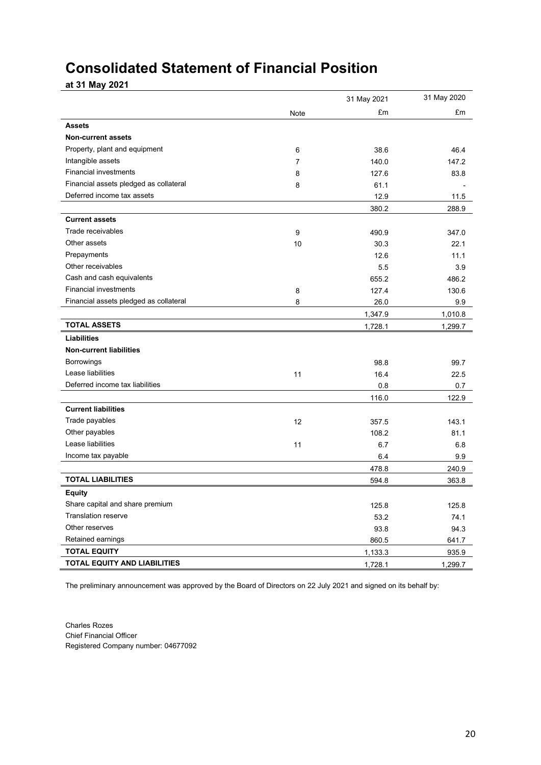# Consolidated Statement of Financial Position

**at 31 May 2021**

| | Note | 31 May 2021 £m | 31 May 2020 £m |
|---|---|---|---|
| **Assets** | | | |
| **Non-current assets** | | | |
| Property, plant and equipment | 6 | 38.6 | 46.4 |
| Intangible assets | 7 | 140.0 | 147.2 |
| Financial investments | 8 | 127.6 | 83.8 |
| Financial assets pledged as collateral | 8 | 61.1 | - |
| Deferred income tax assets | | 12.9 | 11.5 |
| | | 380.2 | 288.9 |
| **Current assets** | | | |
| Trade receivables | 9 | 490.9 | 347.0 |
| Other assets | 10 | 30.3 | 22.1 |
| Prepayments | | 12.6 | 11.1 |
| Other receivables | | 5.5 | 3.9 |
| Cash and cash equivalents | | 655.2 | 486.2 |
| Financial investments | 8 | 127.4 | 130.6 |
| Financial assets pledged as collateral | 8 | 26.0 | 9.9 |
| | | 1,347.9 | 1,010.8 |
| **TOTAL ASSETS** | | 1,728.1 | 1,299.7 |
| **Liabilities** | | | |
| **Non-current liabilities** | | | |
| Borrowings | | 98.8 | 99.7 |
| Lease liabilities | 11 | 16.4 | 22.5 |
| Deferred income tax liabilities | | 0.8 | 0.7 |
| | | 116.0 | 122.9 |
| **Current liabilities** | | | |
| Trade payables | 12 | 357.5 | 143.1 |
| Other payables | | 108.2 | 81.1 |
| Lease liabilities | 11 | 6.7 | 6.8 |
| Income tax payable | | 6.4 | 9.9 |
| | | 478.8 | 240.9 |
| **TOTAL LIABILITIES** | | 594.8 | 363.8 |
| **Equity** | | | |
| Share capital and share premium | | 125.8 | 125.8 |
| Translation reserve | | 53.2 | 74.1 |
| Other reserves | | 93.8 | 94.3 |
| Retained earnings | | 860.5 | 641.7 |
| **TOTAL EQUITY** | | 1,133.3 | 935.9 |
| **TOTAL EQUITY AND LIABILITIES** | | 1,728.1 | 1,299.7 |

The preliminary announcement was approved by the Board of Directors on 22 July 2021 and signed on its behalf by:

Charles Rozes
Chief Financial Officer
Registered Company number: 04677092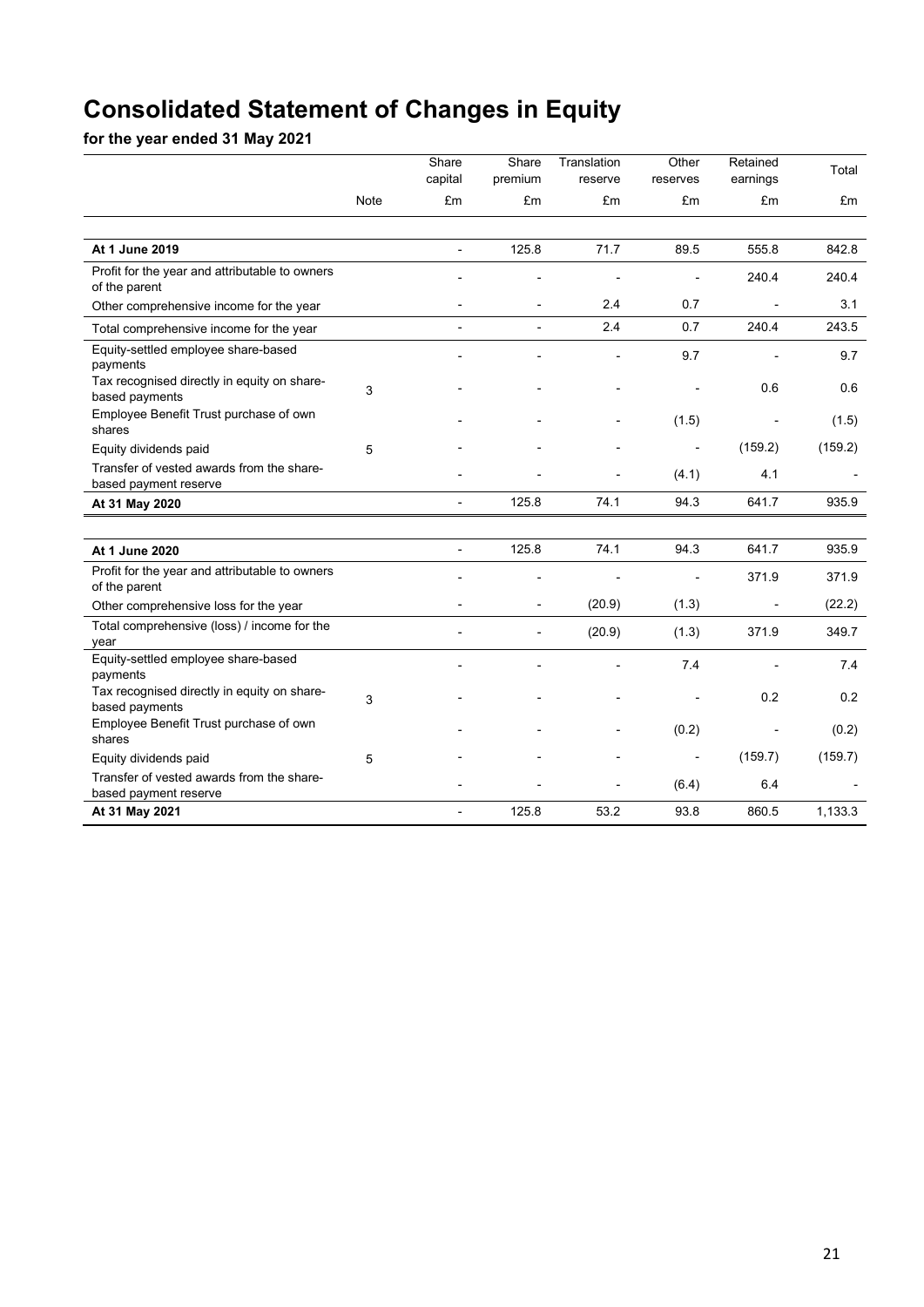# Consolidated Statement of Changes in Equity

**for the year ended 31 May 2021**

| | Note | Share capital | Share premium | Translation reserve | Other reserves | Retained earnings | Total |
|---|---|---|---|---|---|---|---|
| | | £m | £m | £m | £m | £m | £m |
| **At 1 June 2019** | | - | 125.8 | 71.7 | 89.5 | 555.8 | 842.8 |
| Profit for the year and attributable to owners of the parent | | - | - | - | - | 240.4 | 240.4 |
| Other comprehensive income for the year | | - | - | 2.4 | 0.7 | - | 3.1 |
| Total comprehensive income for the year | | - | - | 2.4 | 0.7 | 240.4 | 243.5 |
| Equity-settled employee share-based payments | | - | - | - | 9.7 | - | 9.7 |
| Tax recognised directly in equity on share-based payments | 3 | - | - | - | - | 0.6 | 0.6 |
| Employee Benefit Trust purchase of own shares | | - | - | - | (1.5) | - | (1.5) |
| Equity dividends paid | 5 | - | - | - | - | (159.2) | (159.2) |
| Transfer of vested awards from the share-based payment reserve | | - | - | - | (4.1) | 4.1 | - |
| **At 31 May 2020** | | - | 125.8 | 74.1 | 94.3 | 641.7 | 935.9 |
| | | | | | | | |
| **At 1 June 2020** | | - | 125.8 | 74.1 | 94.3 | 641.7 | 935.9 |
| Profit for the year and attributable to owners of the parent | | - | - | - | - | 371.9 | 371.9 |
| Other comprehensive loss for the year | | - | - | (20.9) | (1.3) | - | (22.2) |
| Total comprehensive (loss) / income for the year | | - | - | (20.9) | (1.3) | 371.9 | 349.7 |
| Equity-settled employee share-based payments | | - | - | - | 7.4 | - | 7.4 |
| Tax recognised directly in equity on share-based payments | 3 | - | - | - | - | 0.2 | 0.2 |
| Employee Benefit Trust purchase of own shares | | - | - | - | (0.2) | - | (0.2) |
| Equity dividends paid | 5 | - | - | - | - | (159.7) | (159.7) |
| Transfer of vested awards from the share-based payment reserve | | - | - | - | (6.4) | 6.4 | - |
| **At 31 May 2021** | | - | 125.8 | 53.2 | 93.8 | 860.5 | 1,133.3 |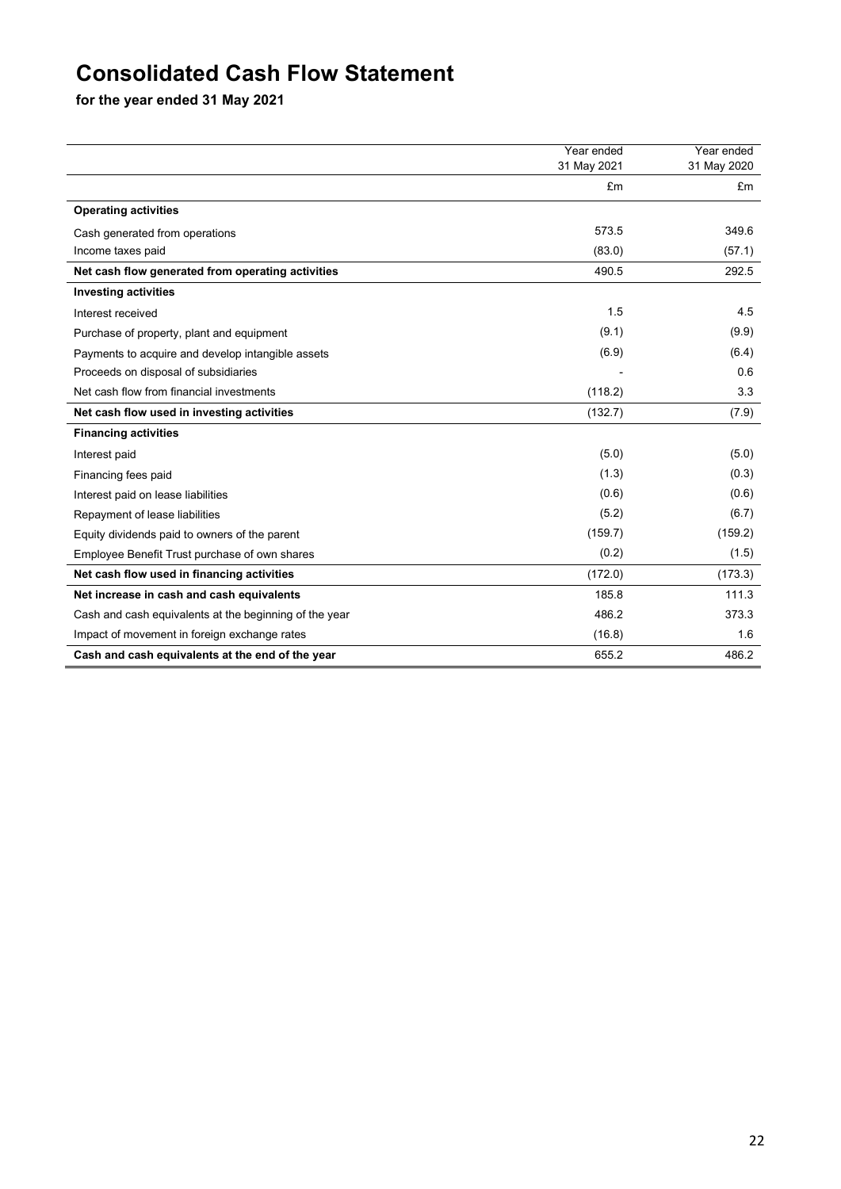# Consolidated Cash Flow Statement

**for the year ended 31 May 2021**

| | Year ended 31 May 2021 | Year ended 31 May 2020 |
|---|---|---|
| | £m | £m |
| **Operating activities** | | |
| Cash generated from operations | 573.5 | 349.6 |
| Income taxes paid | (83.0) | (57.1) |
| **Net cash flow generated from operating activities** | 490.5 | 292.5 |
| **Investing activities** | | |
| Interest received | 1.5 | 4.5 |
| Purchase of property, plant and equipment | (9.1) | (9.9) |
| Payments to acquire and develop intangible assets | (6.9) | (6.4) |
| Proceeds on disposal of subsidiaries | - | 0.6 |
| Net cash flow from financial investments | (118.2) | 3.3 |
| **Net cash flow used in investing activities** | (132.7) | (7.9) |
| **Financing activities** | | |
| Interest paid | (5.0) | (5.0) |
| Financing fees paid | (1.3) | (0.3) |
| Interest paid on lease liabilities | (0.6) | (0.6) |
| Repayment of lease liabilities | (5.2) | (6.7) |
| Equity dividends paid to owners of the parent | (159.7) | (159.2) |
| Employee Benefit Trust purchase of own shares | (0.2) | (1.5) |
| **Net cash flow used in financing activities** | (172.0) | (173.3) |
| **Net increase in cash and cash equivalents** | 185.8 | 111.3 |
| Cash and cash equivalents at the beginning of the year | 486.2 | 373.3 |
| Impact of movement in foreign exchange rates | (16.8) | 1.6 |
| **Cash and cash equivalents at the end of the year** | 655.2 | 486.2 |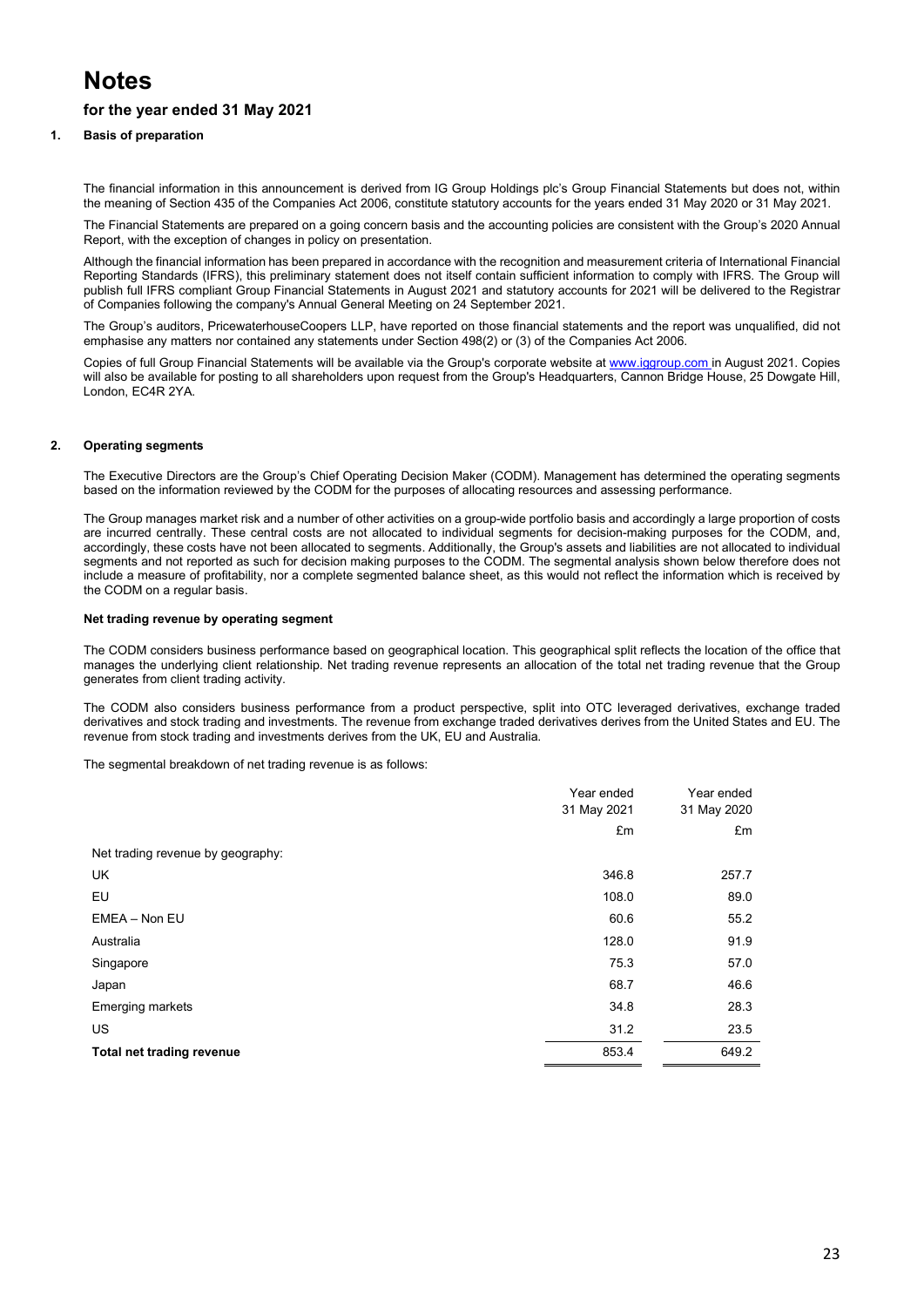# Notes

## for the year ended 31 May 2021

### 1. Basis of preparation

The financial information in this announcement is derived from IG Group Holdings plc's Group Financial Statements but does not, within the meaning of Section 435 of the Companies Act 2006, constitute statutory accounts for the years ended 31 May 2020 or 31 May 2021.

The Financial Statements are prepared on a going concern basis and the accounting policies are consistent with the Group's 2020 Annual Report, with the exception of changes in policy on presentation.

Although the financial information has been prepared in accordance with the recognition and measurement criteria of International Financial Reporting Standards (IFRS), this preliminary statement does not itself contain sufficient information to comply with IFRS. The Group will publish full IFRS compliant Group Financial Statements in August 2021 and statutory accounts for 2021 will be delivered to the Registrar of Companies following the company's Annual General Meeting on 24 September 2021.

The Group's auditors, PricewaterhouseCoopers LLP, have reported on those financial statements and the report was unqualified, did not emphasise any matters nor contained any statements under Section 498(2) or (3) of the Companies Act 2006.

Copies of full Group Financial Statements will be available via the Group's corporate website at www.iggroup.com in August 2021. Copies will also be available for posting to all shareholders upon request from the Group's Headquarters, Cannon Bridge House, 25 Dowgate Hill, London, EC4R 2YA.

### 2. Operating segments

The Executive Directors are the Group's Chief Operating Decision Maker (CODM). Management has determined the operating segments based on the information reviewed by the CODM for the purposes of allocating resources and assessing performance.

The Group manages market risk and a number of other activities on a group-wide portfolio basis and accordingly a large proportion of costs are incurred centrally. These central costs are not allocated to individual segments for decision-making purposes for the CODM, and, accordingly, these costs have not been allocated to segments. Additionally, the Group's assets and liabilities are not allocated to individual segments and not reported as such for decision making purposes to the CODM. The segmental analysis shown below therefore does not include a measure of profitability, nor a complete segmented balance sheet, as this would not reflect the information which is received by the CODM on a regular basis.

#### Net trading revenue by operating segment

The CODM considers business performance based on geographical location. This geographical split reflects the location of the office that manages the underlying client relationship. Net trading revenue represents an allocation of the total net trading revenue that the Group generates from client trading activity.

The CODM also considers business performance from a product perspective, split into OTC leveraged derivatives, exchange traded derivatives and stock trading and investments. The revenue from exchange traded derivatives derives from the United States and EU. The revenue from stock trading and investments derives from the UK, EU and Australia.

The segmental breakdown of net trading revenue is as follows:

| | Year ended 31 May 2021 | Year ended 31 May 2020 |
|---|---|---|
| | £m | £m |
| Net trading revenue by geography: | | |
| UK | 346.8 | 257.7 |
| EU | 108.0 | 89.0 |
| EMEA – Non EU | 60.6 | 55.2 |
| Australia | 128.0 | 91.9 |
| Singapore | 75.3 | 57.0 |
| Japan | 68.7 | 46.6 |
| Emerging markets | 34.8 | 28.3 |
| US | 31.2 | 23.5 |
| **Total net trading revenue** | 853.4 | 649.2 |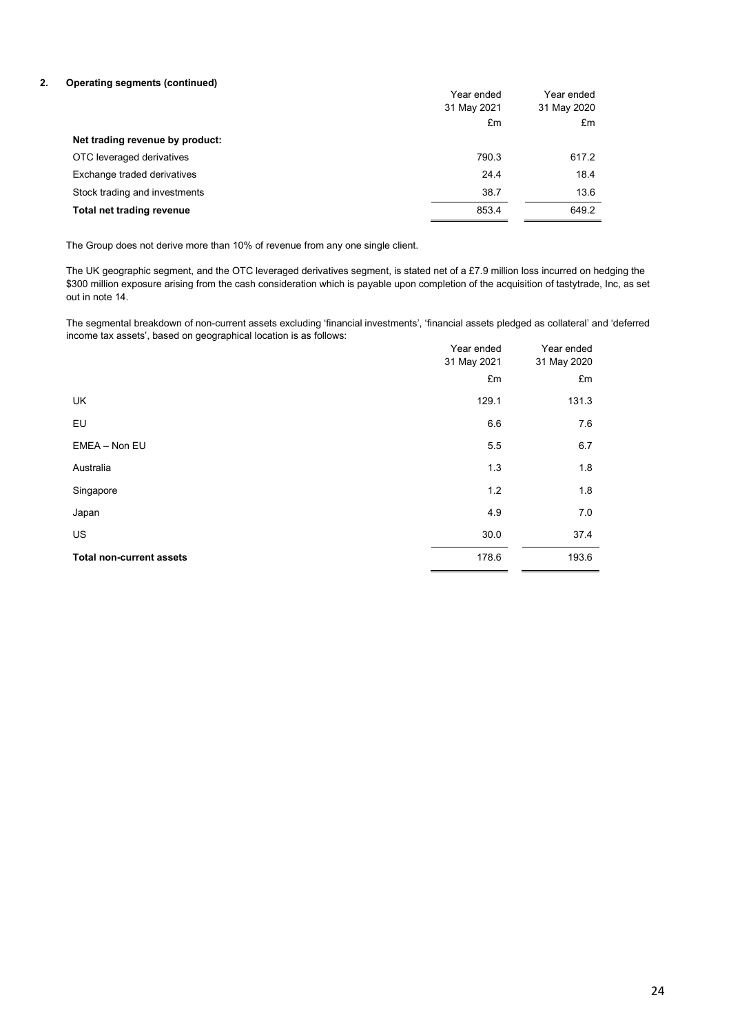## 2. Operating segments (continued)

| | Year ended 31 May 2021 | Year ended 31 May 2020 |
|---|---|---|
| | £m | £m |
| **Net trading revenue by product:** | | |
| OTC leveraged derivatives | 790.3 | 617.2 |
| Exchange traded derivatives | 24.4 | 18.4 |
| Stock trading and investments | 38.7 | 13.6 |
| **Total net trading revenue** | 853.4 | 649.2 |

The Group does not derive more than 10% of revenue from any one single client.

The UK geographic segment, and the OTC leveraged derivatives segment, is stated net of a £7.9 million loss incurred on hedging the $300 million exposure arising from the cash consideration which is payable upon completion of the acquisition of tastytrade, Inc, as set out in note 14.

The segmental breakdown of non-current assets excluding 'financial investments', 'financial assets pledged as collateral' and 'deferred income tax assets', based on geographical location is as follows:

| | Year ended 31 May 2021 | Year ended 31 May 2020 |
|---|---|---|
| | £m | £m |
| UK | 129.1 | 131.3 |
| EU | 6.6 | 7.6 |
| EMEA – Non EU | 5.5 | 6.7 |
| Australia | 1.3 | 1.8 |
| Singapore | 1.2 | 1.8 |
| Japan | 4.9 | 7.0 |
| US | 30.0 | 37.4 |
| **Total non-current assets** | 178.6 | 193.6 |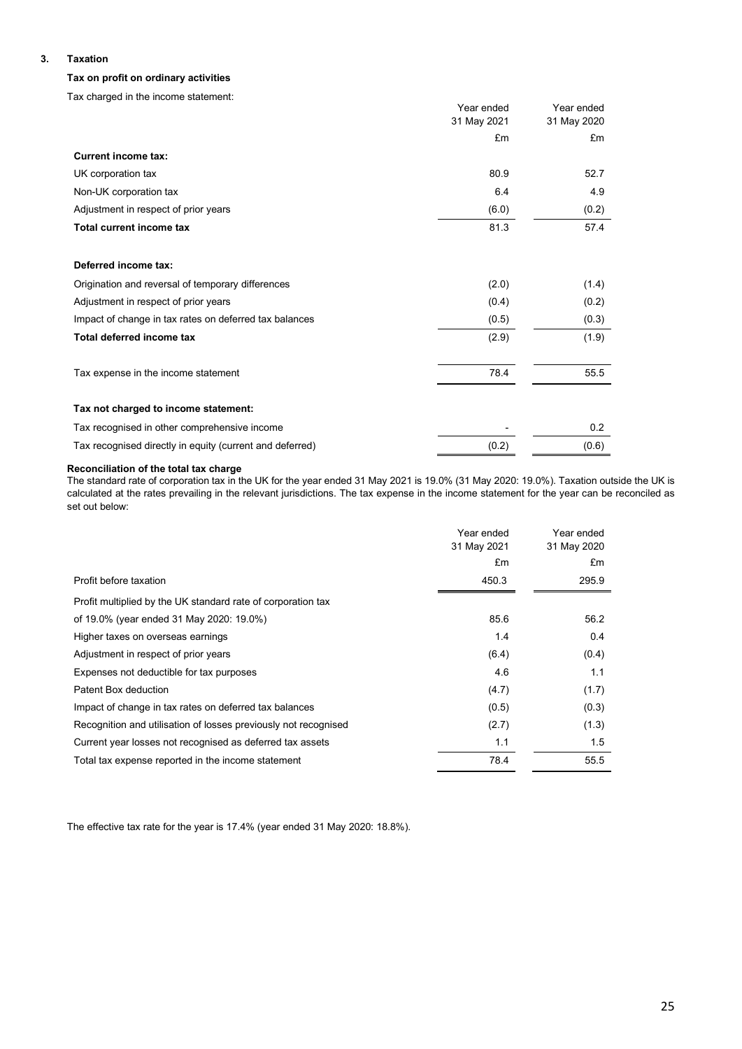## 3. Taxation

### Tax on profit on ordinary activities

Tax charged in the income statement:

| | Year ended 31 May 2021 | Year ended 31 May 2020 |
|---|---|---|
| | £m | £m |
| **Current income tax:** | | |
| UK corporation tax | 80.9 | 52.7 |
| Non-UK corporation tax | 6.4 | 4.9 |
| Adjustment in respect of prior years | (6.0) | (0.2) |
| **Total current income tax** | 81.3 | 57.4 |
| | | |
| **Deferred income tax:** | | |
| Origination and reversal of temporary differences | (2.0) | (1.4) |
| Adjustment in respect of prior years | (0.4) | (0.2) |
| Impact of change in tax rates on deferred tax balances | (0.5) | (0.3) |
| **Total deferred income tax** | (2.9) | (1.9) |
| | | |
| Tax expense in the income statement | 78.4 | 55.5 |
| | | |
| **Tax not charged to income statement:** | | |
| Tax recognised in other comprehensive income | - | 0.2 |
| Tax recognised directly in equity (current and deferred) | (0.2) | (0.6) |

**Reconciliation of the total tax charge**

The standard rate of corporation tax in the UK for the year ended 31 May 2021 is 19.0% (31 May 2020: 19.0%). Taxation outside the UK is calculated at the rates prevailing in the relevant jurisdictions. The tax expense in the income statement for the year can be reconciled as set out below:

| | Year ended 31 May 2021 | Year ended 31 May 2020 |
|---|---|---|
| | £m | £m |
| Profit before taxation | 450.3 | 295.9 |
| Profit multiplied by the UK standard rate of corporation tax | | |
| of 19.0% (year ended 31 May 2020: 19.0%) | 85.6 | 56.2 |
| Higher taxes on overseas earnings | 1.4 | 0.4 |
| Adjustment in respect of prior years | (6.4) | (0.4) |
| Expenses not deductible for tax purposes | 4.6 | 1.1 |
| Patent Box deduction | (4.7) | (1.7) |
| Impact of change in tax rates on deferred tax balances | (0.5) | (0.3) |
| Recognition and utilisation of losses previously not recognised | (2.7) | (1.3) |
| Current year losses not recognised as deferred tax assets | 1.1 | 1.5 |
| Total tax expense reported in the income statement | 78.4 | 55.5 |

The effective tax rate for the year is 17.4% (year ended 31 May 2020: 18.8%).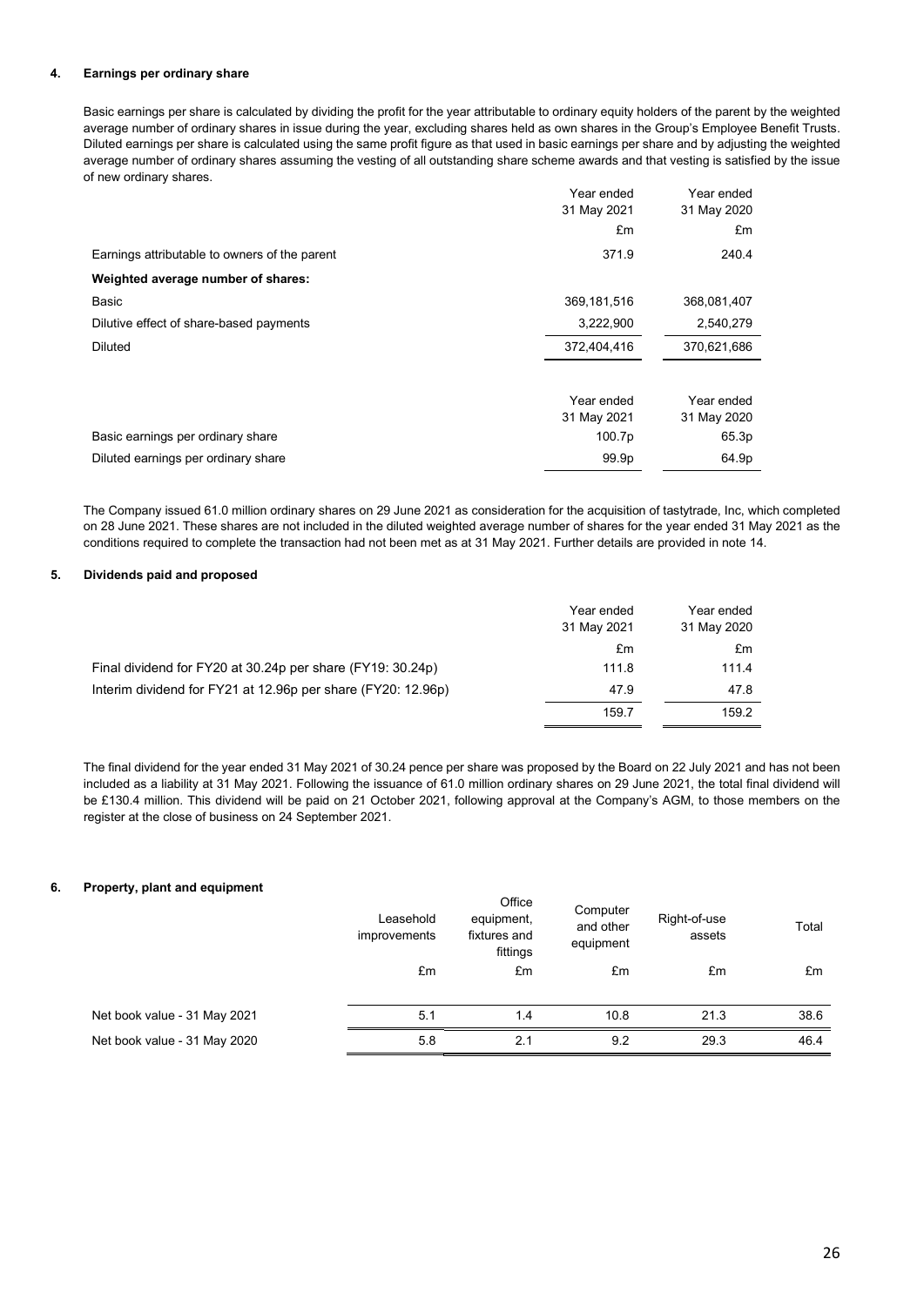### 4. Earnings per ordinary share

Basic earnings per share is calculated by dividing the profit for the year attributable to ordinary equity holders of the parent by the weighted average number of ordinary shares in issue during the year, excluding shares held as own shares in the Group's Employee Benefit Trusts. Diluted earnings per share is calculated using the same profit figure as that used in basic earnings per share and by adjusting the weighted average number of ordinary shares assuming the vesting of all outstanding share scheme awards and that vesting is satisfied by the issue of new ordinary shares.

| | Year ended 31 May 2021 | Year ended 31 May 2020 |
|---|---|---|
| | £m | £m |
| Earnings attributable to owners of the parent | 371.9 | 240.4 |
| **Weighted average number of shares:** | | |
| Basic | 369,181,516 | 368,081,407 |
| Dilutive effect of share-based payments | 3,222,900 | 2,540,279 |
| Diluted | 372,404,416 | 370,621,686 |

| | Year ended 31 May 2021 | Year ended 31 May 2020 |
|---|---|---|
| Basic earnings per ordinary share | 100.7p | 65.3p |
| Diluted earnings per ordinary share | 99.9p | 64.9p |

The Company issued 61.0 million ordinary shares on 29 June 2021 as consideration for the acquisition of tastytrade, Inc, which completed on 28 June 2021. These shares are not included in the diluted weighted average number of shares for the year ended 31 May 2021 as the conditions required to complete the transaction had not been met as at 31 May 2021. Further details are provided in note 14.

### 5. Dividends paid and proposed

| | Year ended 31 May 2021 | Year ended 31 May 2020 |
|---|---|---|
| | £m | £m |
| Final dividend for FY20 at 30.24p per share (FY19: 30.24p) | 111.8 | 111.4 |
| Interim dividend for FY21 at 12.96p per share (FY20: 12.96p) | 47.9 | 47.8 |
| | 159.7 | 159.2 |

The final dividend for the year ended 31 May 2021 of 30.24 pence per share was proposed by the Board on 22 July 2021 and has not been included as a liability at 31 May 2021. Following the issuance of 61.0 million ordinary shares on 29 June 2021, the total final dividend will be £130.4 million. This dividend will be paid on 21 October 2021, following approval at the Company's AGM, to those members on the register at the close of business on 24 September 2021.

### 6. Property, plant and equipment

| | Leasehold improvements | Office equipment, fixtures and fittings | Computer and other equipment | Right-of-use assets | Total |
|---|---|---|---|---|---|
| | £m | £m | £m | £m | £m |
| Net book value - 31 May 2021 | 5.1 | 1.4 | 10.8 | 21.3 | 38.6 |
| Net book value - 31 May 2020 | 5.8 | 2.1 | 9.2 | 29.3 | 46.4 |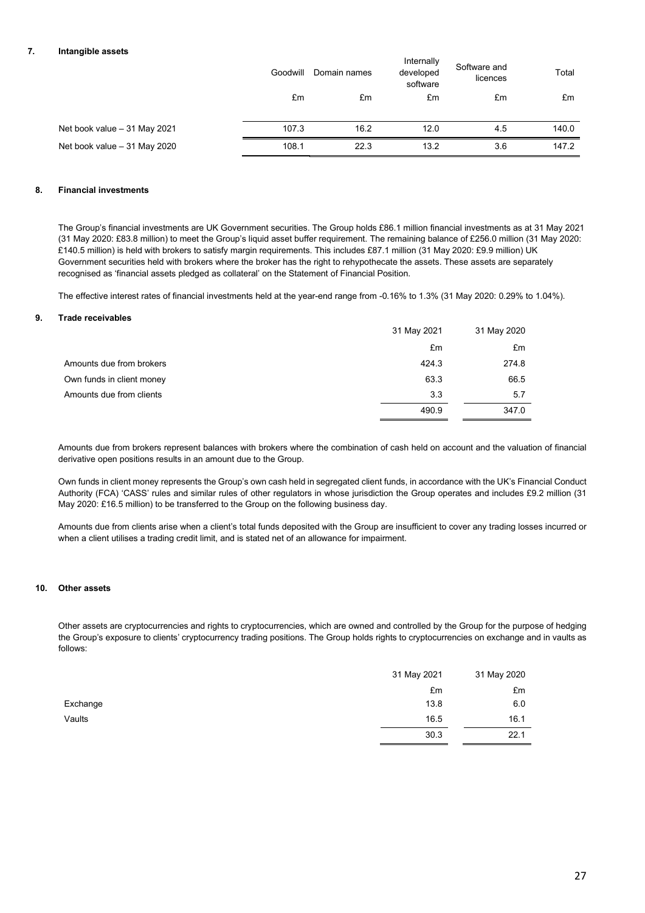## 7. Intangible assets

| | Goodwill | Domain names | Internally developed software | Software and licences | Total |
|---|---|---|---|---|---|
| | £m | £m | £m | £m | £m |
| Net book value – 31 May 2021 | 107.3 | 16.2 | 12.0 | 4.5 | 140.0 |
| Net book value – 31 May 2020 | 108.1 | 22.3 | 13.2 | 3.6 | 147.2 |

## 8. Financial investments

The Group's financial investments are UK Government securities. The Group holds £86.1 million financial investments as at 31 May 2021 (31 May 2020: £83.8 million) to meet the Group's liquid asset buffer requirement. The remaining balance of £256.0 million (31 May 2020: £140.5 million) is held with brokers to satisfy margin requirements. This includes £87.1 million (31 May 2020: £9.9 million) UK Government securities held with brokers where the broker has the right to rehypothecate the assets. These assets are separately recognised as 'financial assets pledged as collateral' on the Statement of Financial Position.

The effective interest rates of financial investments held at the year-end range from -0.16% to 1.3% (31 May 2020: 0.29% to 1.04%).

## 9. Trade receivables

| | 31 May 2021 | 31 May 2020 |
|---|---|---|
| | £m | £m |
| Amounts due from brokers | 424.3 | 274.8 |
| Own funds in client money | 63.3 | 66.5 |
| Amounts due from clients | 3.3 | 5.7 |
| | 490.9 | 347.0 |

Amounts due from brokers represent balances with brokers where the combination of cash held on account and the valuation of financial derivative open positions results in an amount due to the Group.

Own funds in client money represents the Group's own cash held in segregated client funds, in accordance with the UK's Financial Conduct Authority (FCA) 'CASS' rules and similar rules of other regulators in whose jurisdiction the Group operates and includes £9.2 million (31 May 2020: £16.5 million) to be transferred to the Group on the following business day.

Amounts due from clients arise when a client's total funds deposited with the Group are insufficient to cover any trading losses incurred or when a client utilises a trading credit limit, and is stated net of an allowance for impairment.

## 10. Other assets

Other assets are cryptocurrencies and rights to cryptocurrencies, which are owned and controlled by the Group for the purpose of hedging the Group's exposure to clients' cryptocurrency trading positions. The Group holds rights to cryptocurrencies on exchange and in vaults as follows:

| | 31 May 2021 | 31 May 2020 |
|---|---|---|
| | £m | £m |
| Exchange | 13.8 | 6.0 |
| Vaults | 16.5 | 16.1 |
| | 30.3 | 22.1 |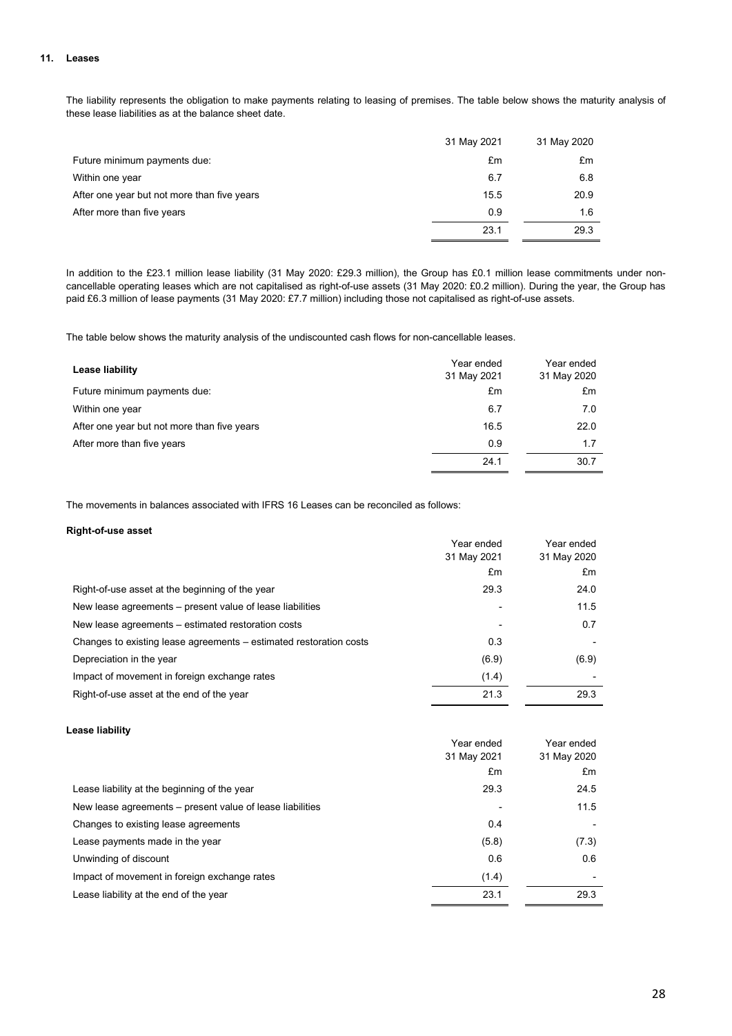## 11. Leases

The liability represents the obligation to make payments relating to leasing of premises. The table below shows the maturity analysis of these lease liabilities as at the balance sheet date.

| | 31 May 2021 | 31 May 2020 |
|---|---|---|
| Future minimum payments due: | £m | £m |
| Within one year | 6.7 | 6.8 |
| After one year but not more than five years | 15.5 | 20.9 |
| After more than five years | 0.9 | 1.6 |
| | 23.1 | 29.3 |

In addition to the £23.1 million lease liability (31 May 2020: £29.3 million), the Group has £0.1 million lease commitments under non-cancellable operating leases which are not capitalised as right-of-use assets (31 May 2020: £0.2 million). During the year, the Group has paid £6.3 million of lease payments (31 May 2020: £7.7 million) including those not capitalised as right-of-use assets.

The table below shows the maturity analysis of the undiscounted cash flows for non-cancellable leases.

| **Lease liability** | Year ended 31 May 2021 | Year ended 31 May 2020 |
|---|---|---|
| Future minimum payments due: | £m | £m |
| Within one year | 6.7 | 7.0 |
| After one year but not more than five years | 16.5 | 22.0 |
| After more than five years | 0.9 | 1.7 |
| | 24.1 | 30.7 |

The movements in balances associated with IFRS 16 Leases can be reconciled as follows:

**Right-of-use asset**

| | Year ended 31 May 2021 | Year ended 31 May 2020 |
|---|---|---|
| | £m | £m |
| Right-of-use asset at the beginning of the year | 29.3 | 24.0 |
| New lease agreements – present value of lease liabilities | - | 11.5 |
| New lease agreements – estimated restoration costs | - | 0.7 |
| Changes to existing lease agreements – estimated restoration costs | 0.3 | - |
| Depreciation in the year | (6.9) | (6.9) |
| Impact of movement in foreign exchange rates | (1.4) | - |
| Right-of-use asset at the end of the year | 21.3 | 29.3 |

**Lease liability**

| | Year ended 31 May 2021 | Year ended 31 May 2020 |
|---|---|---|
| | £m | £m |
| Lease liability at the beginning of the year | 29.3 | 24.5 |
| New lease agreements – present value of lease liabilities | - | 11.5 |
| Changes to existing lease agreements | 0.4 | - |
| Lease payments made in the year | (5.8) | (7.3) |
| Unwinding of discount | 0.6 | 0.6 |
| Impact of movement in foreign exchange rates | (1.4) | - |
| Lease liability at the end of the year | 23.1 | 29.3 |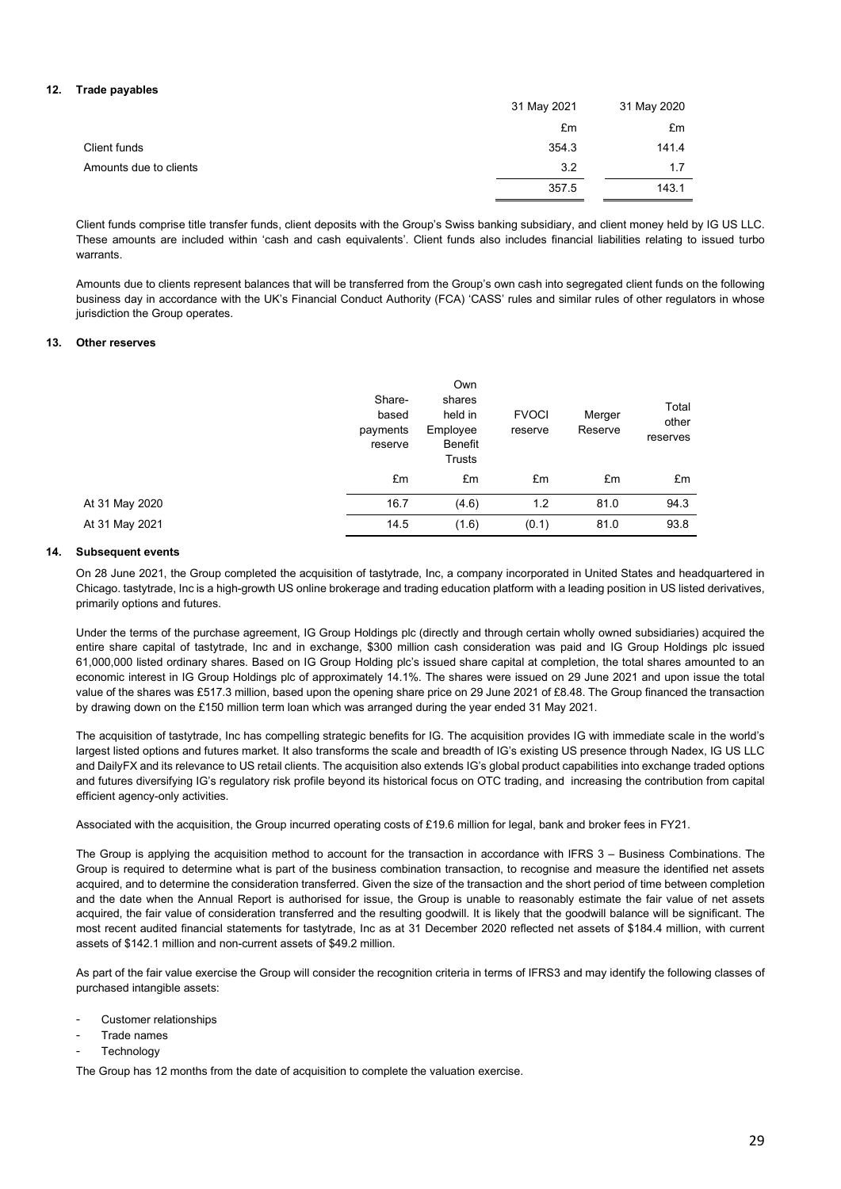## 12. Trade payables

| | 31 May 2021 | 31 May 2020 |
|---|---|---|
| | £m | £m |
| Client funds | 354.3 | 141.4 |
| Amounts due to clients | 3.2 | 1.7 |
| | 357.5 | 143.1 |

Client funds comprise title transfer funds, client deposits with the Group's Swiss banking subsidiary, and client money held by IG US LLC. These amounts are included within 'cash and cash equivalents'. Client funds also includes financial liabilities relating to issued turbo warrants.

Amounts due to clients represent balances that will be transferred from the Group's own cash into segregated client funds on the following business day in accordance with the UK's Financial Conduct Authority (FCA) 'CASS' rules and similar rules of other regulators in whose jurisdiction the Group operates.

## 13. Other reserves

| | Share-based payments reserve | Own shares held in Employee Benefit Trusts | FVOCI reserve | Merger Reserve | Total other reserves |
|---|---|---|---|---|---|
| | £m | £m | £m | £m | £m |
| At 31 May 2020 | 16.7 | (4.6) | 1.2 | 81.0 | 94.3 |
| At 31 May 2021 | 14.5 | (1.6) | (0.1) | 81.0 | 93.8 |

## 14. Subsequent events

On 28 June 2021, the Group completed the acquisition of tastytrade, Inc, a company incorporated in United States and headquartered in Chicago. tastytrade, Inc is a high-growth US online brokerage and trading education platform with a leading position in US listed derivatives, primarily options and futures.

Under the terms of the purchase agreement, IG Group Holdings plc (directly and through certain wholly owned subsidiaries) acquired the entire share capital of tastytrade, Inc and in exchange, $300 million cash consideration was paid and IG Group Holdings plc issued 61,000,000 listed ordinary shares. Based on IG Group Holding plc's issued share capital at completion, the total shares amounted to an economic interest in IG Group Holdings plc of approximately 14.1%. The shares were issued on 29 June 2021 and upon issue the total value of the shares was £517.3 million, based upon the opening share price on 29 June 2021 of £8.48. The Group financed the transaction by drawing down on the £150 million term loan which was arranged during the year ended 31 May 2021.

The acquisition of tastytrade, Inc has compelling strategic benefits for IG. The acquisition provides IG with immediate scale in the world's largest listed options and futures market. It also transforms the scale and breadth of IG's existing US presence through Nadex, IG US LLC and DailyFX and its relevance to US retail clients. The acquisition also extends IG's global product capabilities into exchange traded options and futures diversifying IG's regulatory risk profile beyond its historical focus on OTC trading, and increasing the contribution from capital efficient agency-only activities.

Associated with the acquisition, the Group incurred operating costs of £19.6 million for legal, bank and broker fees in FY21.

The Group is applying the acquisition method to account for the transaction in accordance with IFRS 3 – Business Combinations. The Group is required to determine what is part of the business combination transaction, to recognise and measure the identified net assets acquired, and to determine the consideration transferred. Given the size of the transaction and the short period of time between completion and the date when the Annual Report is authorised for issue, the Group is unable to reasonably estimate the fair value of net assets acquired, the fair value of consideration transferred and the resulting goodwill. It is likely that the goodwill balance will be significant. The most recent audited financial statements for tastytrade, Inc as at 31 December 2020 reflected net assets of $184.4 million, with current assets of $142.1 million and non-current assets of $49.2 million.

As part of the fair value exercise the Group will consider the recognition criteria in terms of IFRS3 and may identify the following classes of purchased intangible assets:

- Customer relationships
- Trade names
- Technology

The Group has 12 months from the date of acquisition to complete the valuation exercise.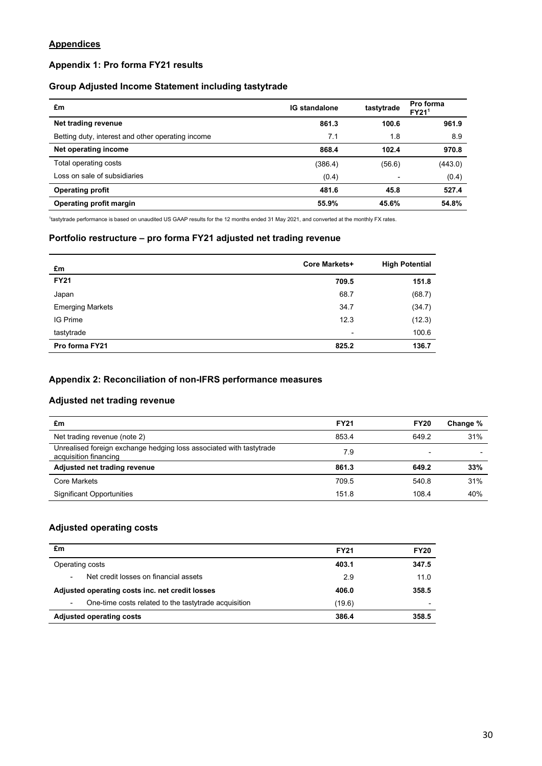## Appendices

### Appendix 1: Pro forma FY21 results

### Group Adjusted Income Statement including tastytrade

| £m | IG standalone | tastytrade | Pro forma FY21[1] |
|---|---|---|---|
| **Net trading revenue** | **861.3** | **100.6** | **961.9** |
| Betting duty, interest and other operating income | 7.1 | 1.8 | 8.9 |
| **Net operating income** | **868.4** | **102.4** | **970.8** |
| Total operating costs | (386.4) | (56.6) | (443.0) |
| Loss on sale of subsidiaries | (0.4) | - | (0.4) |
| **Operating profit** | **481.6** | **45.8** | **527.4** |
| **Operating profit margin** | **55.9%** | **45.6%** | **54.8%** |

[1]tastytrade performance is based on unaudited US GAAP results for the 12 months ended 31 May 2021, and converted at the monthly FX rates.

### Portfolio restructure – pro forma FY21 adjusted net trading revenue

| £m | Core Markets+ | High Potential |
|---|---|---|
| **FY21** | **709.5** | **151.8** |
| Japan | 68.7 | (68.7) |
| Emerging Markets | 34.7 | (34.7) |
| IG Prime | 12.3 | (12.3) |
| tastytrade | - | 100.6 |
| **Pro forma FY21** | **825.2** | **136.7** |

### Appendix 2: Reconciliation of non-IFRS performance measures

### Adjusted net trading revenue

| £m | FY21 | FY20 | Change % |
|---|---|---|---|
| Net trading revenue (note 2) | 853.4 | 649.2 | 31% |
| Unrealised foreign exchange hedging loss associated with tastytrade acquisition financing | 7.9 | - | - |
| **Adjusted net trading revenue** | **861.3** | **649.2** | **33%** |
| Core Markets | 709.5 | 540.8 | 31% |
| Significant Opportunities | 151.8 | 108.4 | 40% |

### Adjusted operating costs

| £m | FY21 | FY20 |
|---|---|---|
| Operating costs | 403.1 | 347.5 |
| - Net credit losses on financial assets | 2.9 | 11.0 |
| **Adjusted operating costs inc. net credit losses** | **406.0** | **358.5** |
| - One-time costs related to the tastytrade acquisition | (19.6) | - |
| **Adjusted operating costs** | **386.4** | **358.5** |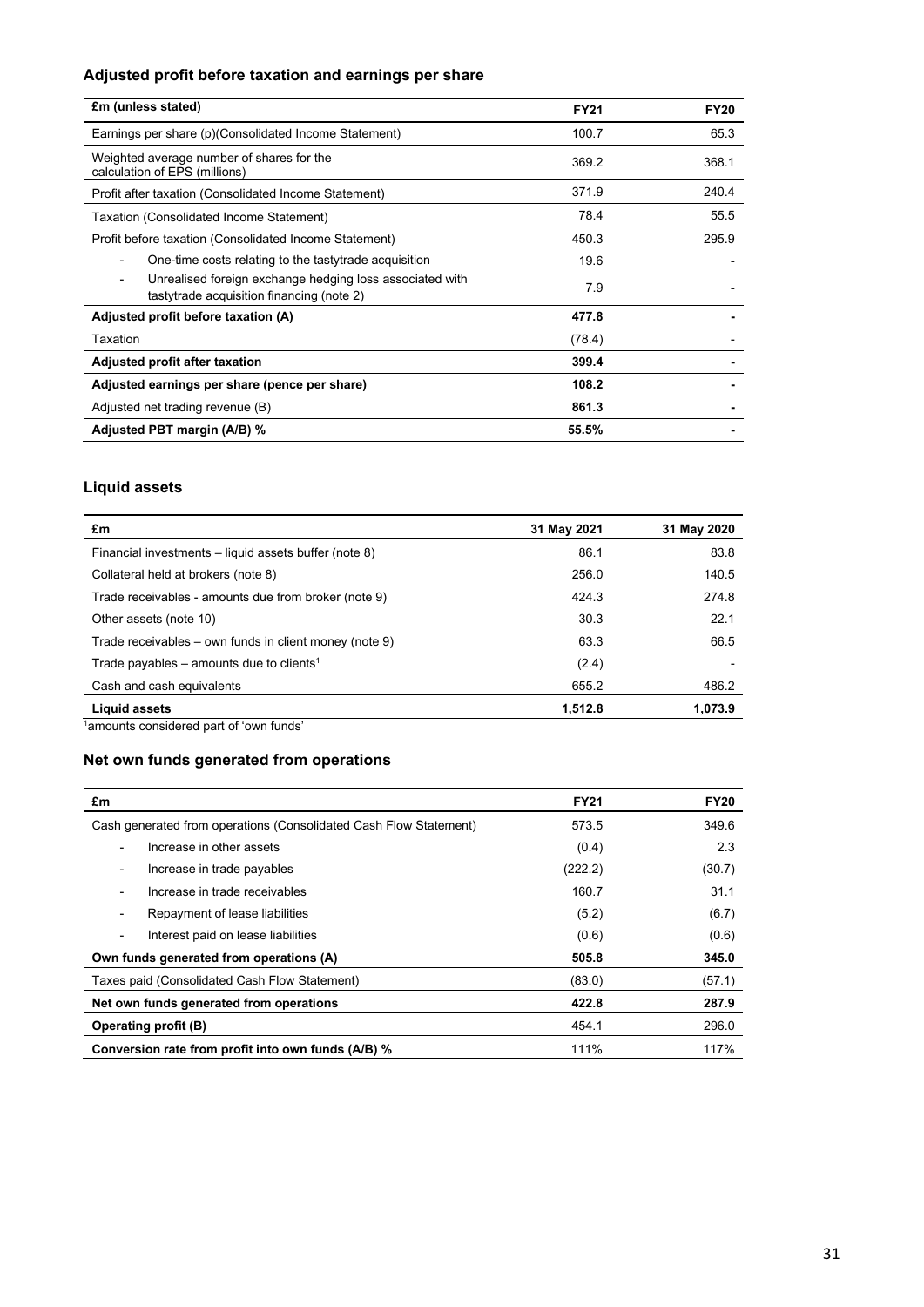### Adjusted profit before taxation and earnings per share

| £m (unless stated) | FY21 | FY20 |
|---|---|---|
| Earnings per share (p)(Consolidated Income Statement) | 100.7 | 65.3 |
| Weighted average number of shares for the calculation of EPS (millions) | 369.2 | 368.1 |
| Profit after taxation (Consolidated Income Statement) | 371.9 | 240.4 |
| Taxation (Consolidated Income Statement) | 78.4 | 55.5 |
| Profit before taxation (Consolidated Income Statement) | 450.3 | 295.9 |
| - One-time costs relating to the tastytrade acquisition | 19.6 | - |
| - Unrealised foreign exchange hedging loss associated with tastytrade acquisition financing (note 2) | 7.9 | - |
| **Adjusted profit before taxation (A)** | **477.8** | **-** |
| Taxation | (78.4) | - |
| **Adjusted profit after taxation** | **399.4** | **-** |
| **Adjusted earnings per share (pence per share)** | **108.2** | **-** |
| Adjusted net trading revenue (B) | **861.3** | **-** |
| **Adjusted PBT margin (A/B) %** | **55.5%** | **-** |

### Liquid assets

| £m | 31 May 2021 | 31 May 2020 |
|---|---|---|
| Financial investments – liquid assets buffer (note 8) | 86.1 | 83.8 |
| Collateral held at brokers (note 8) | 256.0 | 140.5 |
| Trade receivables - amounts due from broker (note 9) | 424.3 | 274.8 |
| Other assets (note 10) | 30.3 | 22.1 |
| Trade receivables – own funds in client money (note 9) | 63.3 | 66.5 |
| Trade payables – amounts due to clients[1] | (2.4) | - |
| Cash and cash equivalents | 655.2 | 486.2 |
| **Liquid assets** | **1,512.8** | **1,073.9** |

[1]amounts considered part of 'own funds'

### Net own funds generated from operations

| £m | FY21 | FY20 |
|---|---|---|
| Cash generated from operations (Consolidated Cash Flow Statement) | 573.5 | 349.6 |
| - Increase in other assets | (0.4) | 2.3 |
| - Increase in trade payables | (222.2) | (30.7) |
| - Increase in trade receivables | 160.7 | 31.1 |
| - Repayment of lease liabilities | (5.2) | (6.7) |
| - Interest paid on lease liabilities | (0.6) | (0.6) |
| **Own funds generated from operations (A)** | **505.8** | **345.0** |
| Taxes paid (Consolidated Cash Flow Statement) | (83.0) | (57.1) |
| **Net own funds generated from operations** | **422.8** | **287.9** |
| **Operating profit (B)** | 454.1 | 296.0 |
| **Conversion rate from profit into own funds (A/B) %** | 111% | 117% |